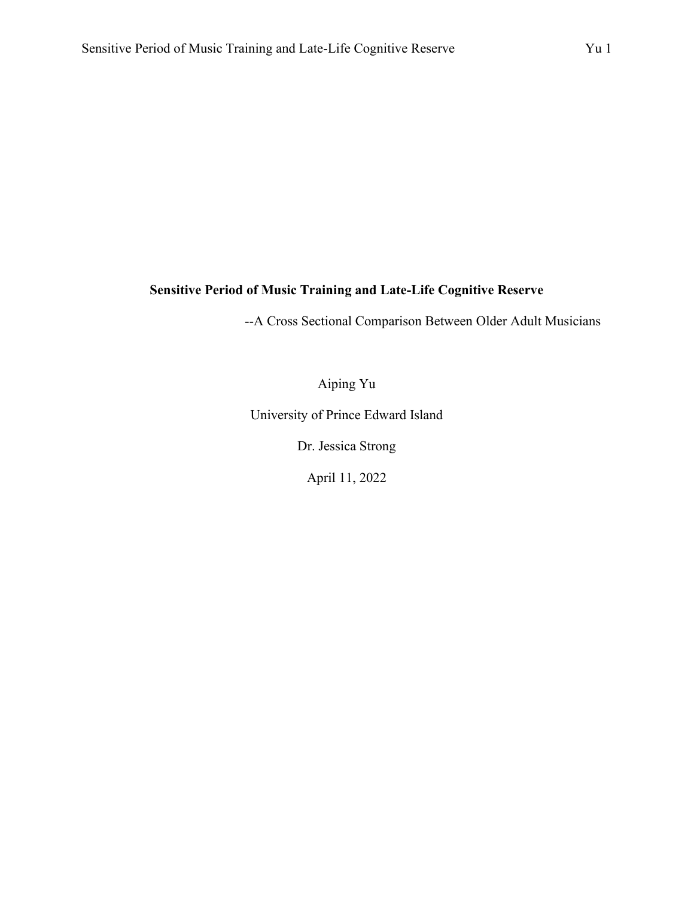# Sensitive Period of Music Training and Late-Life Cognitive Reserve

--A Cross Sectional Comparison Between Older Adult Musicians

Aiping Yu

University of Prince Edward Island

Dr. Jessica Strong

April 11, 2022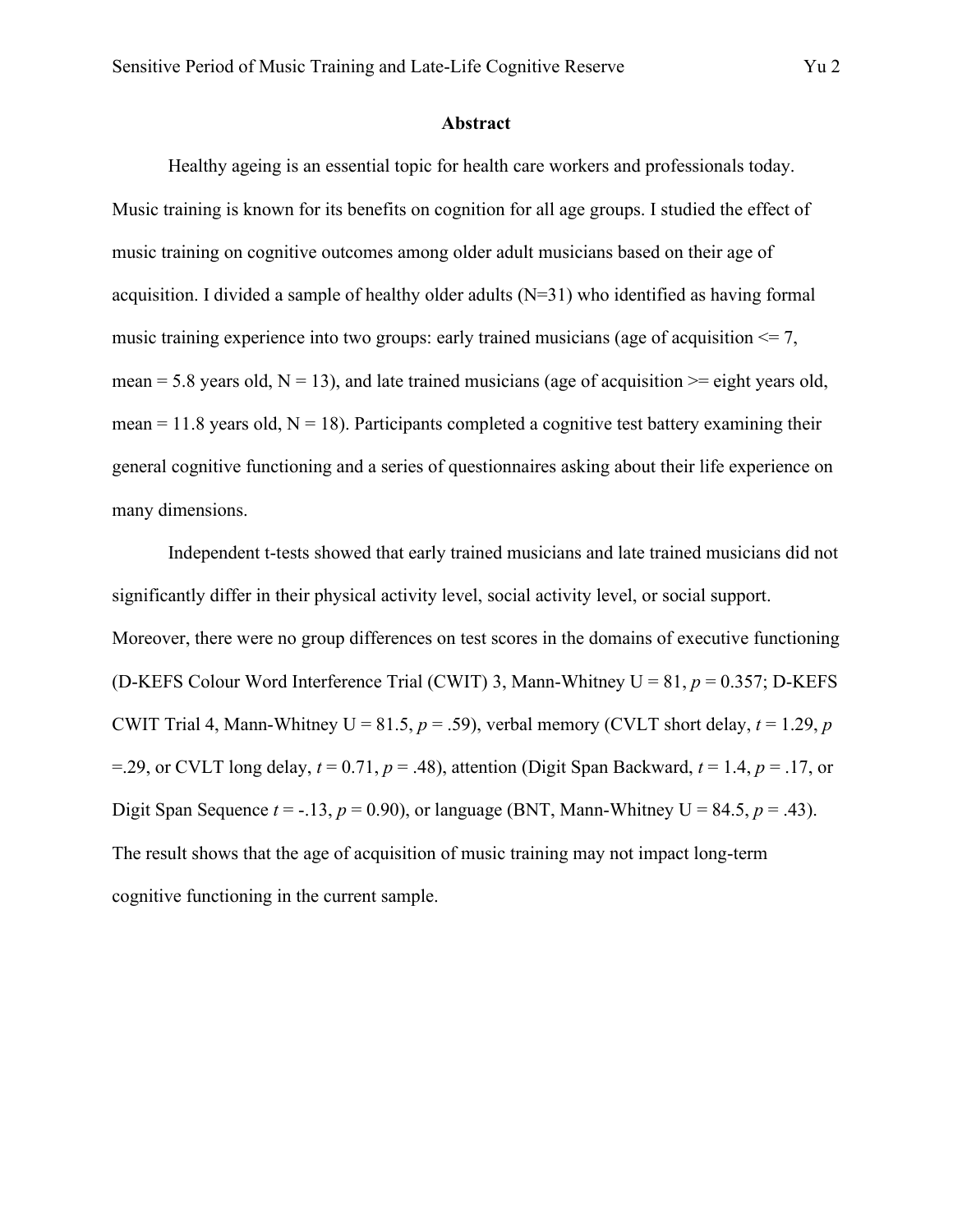## Abstract

Healthy ageing is an essential topic for health care workers and professionals today. Music training is known for its benefits on cognition for all age groups. I studied the effect of music training on cognitive outcomes among older adult musicians based on their age of acquisition. I divided a sample of healthy older adults ($N=31$) who identified as having formal music training experience into two groups: early trained musicians (age of acquisition <= 7, mean = 5.8 years old, $N = 13$), and late trained musicians (age of acquisition >= eight years old, mean = 11.8 years old, $N = 18$). Participants completed a cognitive test battery examining their general cognitive functioning and a series of questionnaires asking about their life experience on many dimensions.

Independent t-tests showed that early trained musicians and late trained musicians did not significantly differ in their physical activity level, social activity level, or social support. Moreover, there were no group differences on test scores in the domains of executive functioning (D-KEFS Colour Word Interference Trial (CWIT) 3, Mann-Whitney $U = 81$, $p = 0.357$; D-KEFS CWIT Trial 4, Mann-Whitney $U = 81.5$, $p = .59$), verbal memory (CVLT short delay, $t = 1.29$, $p =.29$, or CVLT long delay, $t = 0.71$, $p = .48$), attention (Digit Span Backward, $t = 1.4$, $p = .17$, or Digit Span Sequence $t = -.13$, $p = 0.90$), or language (BNT, Mann-Whitney $U = 84.5$, $p = .43$). The result shows that the age of acquisition of music training may not impact long-term cognitive functioning in the current sample.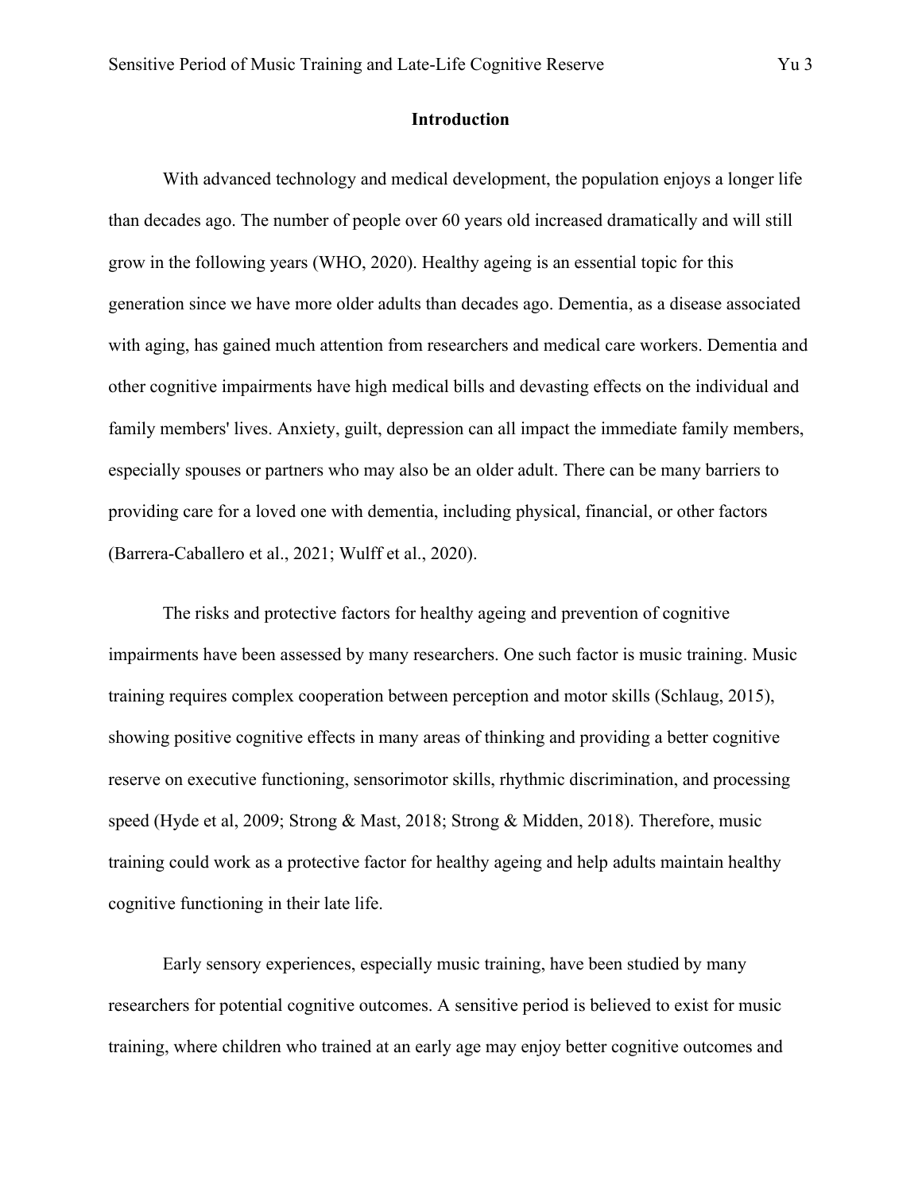## Introduction

With advanced technology and medical development, the population enjoys a longer life than decades ago. The number of people over 60 years old increased dramatically and will still grow in the following years (WHO, 2020). Healthy ageing is an essential topic for this generation since we have more older adults than decades ago. Dementia, as a disease associated with aging, has gained much attention from researchers and medical care workers. Dementia and other cognitive impairments have high medical bills and devasting effects on the individual and family members' lives. Anxiety, guilt, depression can all impact the immediate family members, especially spouses or partners who may also be an older adult. There can be many barriers to providing care for a loved one with dementia, including physical, financial, or other factors (Barrera-Caballero et al., 2021; Wulff et al., 2020).

The risks and protective factors for healthy ageing and prevention of cognitive impairments have been assessed by many researchers. One such factor is music training. Music training requires complex cooperation between perception and motor skills (Schlaug, 2015), showing positive cognitive effects in many areas of thinking and providing a better cognitive reserve on executive functioning, sensorimotor skills, rhythmic discrimination, and processing speed (Hyde et al, 2009; Strong & Mast, 2018; Strong & Midden, 2018). Therefore, music training could work as a protective factor for healthy ageing and help adults maintain healthy cognitive functioning in their late life.

Early sensory experiences, especially music training, have been studied by many researchers for potential cognitive outcomes. A sensitive period is believed to exist for music training, where children who trained at an early age may enjoy better cognitive outcomes and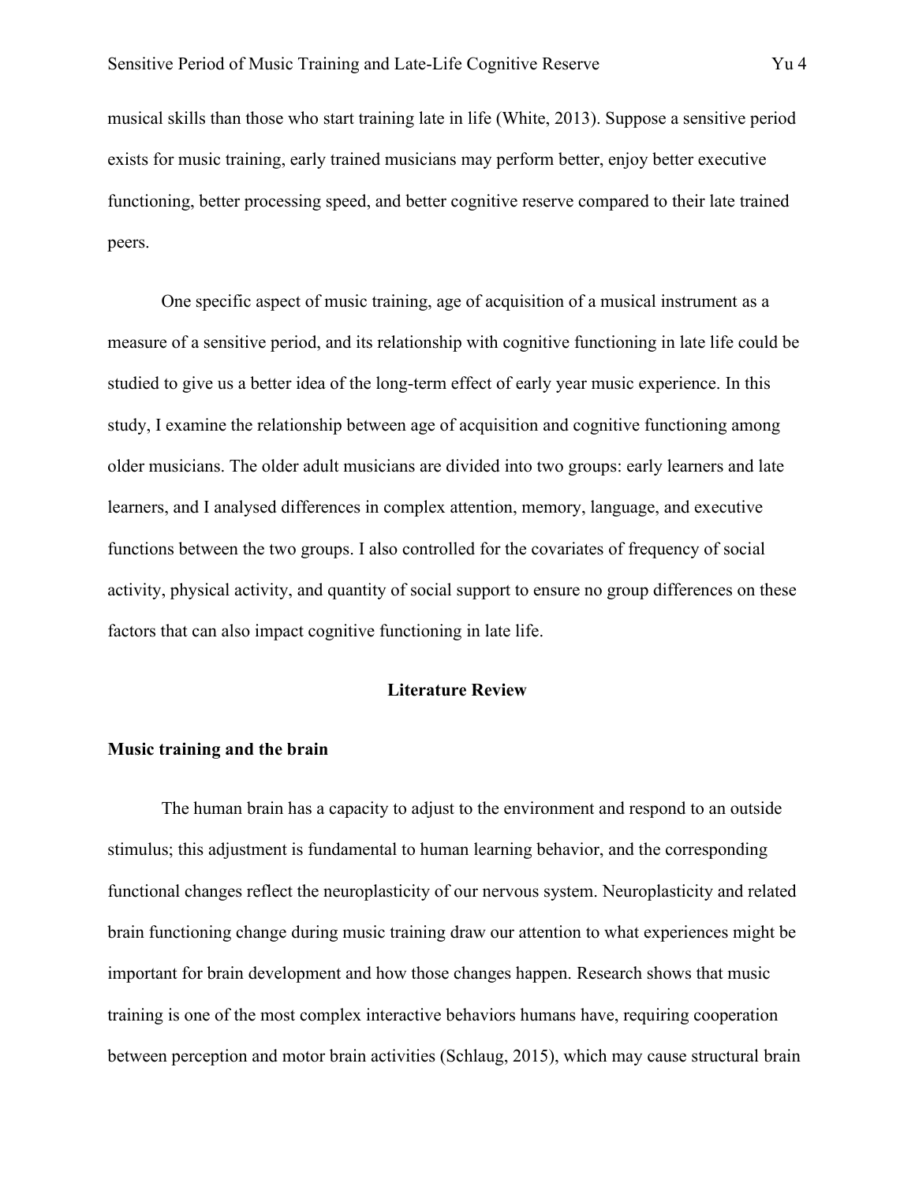musical skills than those who start training late in life (White, 2013). Suppose a sensitive period exists for music training, early trained musicians may perform better, enjoy better executive functioning, better processing speed, and better cognitive reserve compared to their late trained peers.

One specific aspect of music training, age of acquisition of a musical instrument as a measure of a sensitive period, and its relationship with cognitive functioning in late life could be studied to give us a better idea of the long-term effect of early year music experience. In this study, I examine the relationship between age of acquisition and cognitive functioning among older musicians. The older adult musicians are divided into two groups: early learners and late learners, and I analysed differences in complex attention, memory, language, and executive functions between the two groups. I also controlled for the covariates of frequency of social activity, physical activity, and quantity of social support to ensure no group differences on these factors that can also impact cognitive functioning in late life.

## Literature Review

### Music training and the brain

The human brain has a capacity to adjust to the environment and respond to an outside stimulus; this adjustment is fundamental to human learning behavior, and the corresponding functional changes reflect the neuroplasticity of our nervous system. Neuroplasticity and related brain functioning change during music training draw our attention to what experiences might be important for brain development and how those changes happen. Research shows that music training is one of the most complex interactive behaviors humans have, requiring cooperation between perception and motor brain activities (Schlaug, 2015), which may cause structural brain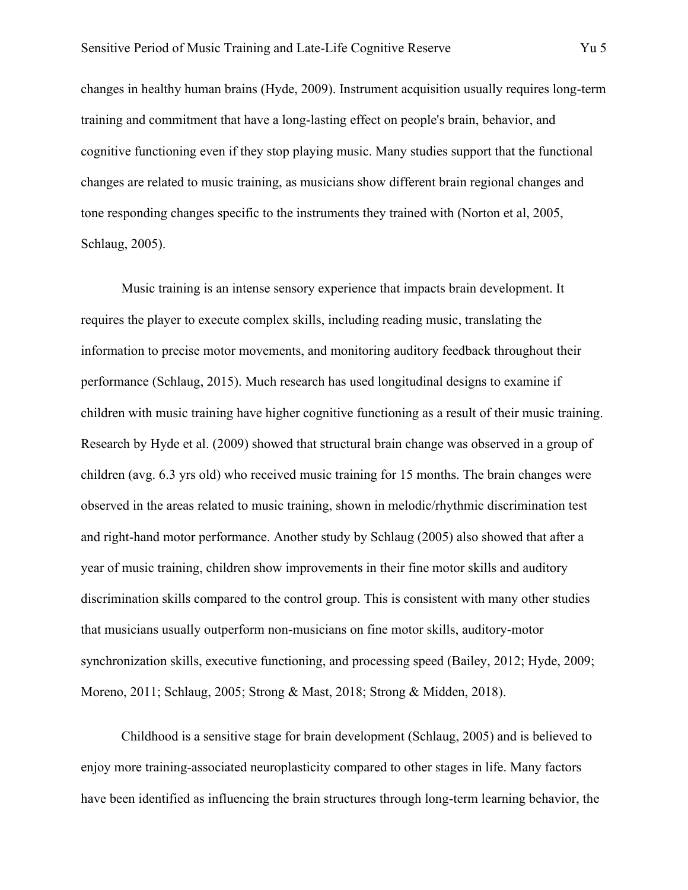changes in healthy human brains (Hyde, 2009). Instrument acquisition usually requires long-term training and commitment that have a long-lasting effect on people's brain, behavior, and cognitive functioning even if they stop playing music. Many studies support that the functional changes are related to music training, as musicians show different brain regional changes and tone responding changes specific to the instruments they trained with (Norton et al, 2005, Schlaug, 2005).

Music training is an intense sensory experience that impacts brain development. It requires the player to execute complex skills, including reading music, translating the information to precise motor movements, and monitoring auditory feedback throughout their performance (Schlaug, 2015). Much research has used longitudinal designs to examine if children with music training have higher cognitive functioning as a result of their music training. Research by Hyde et al. (2009) showed that structural brain change was observed in a group of children (avg. 6.3 yrs old) who received music training for 15 months. The brain changes were observed in the areas related to music training, shown in melodic/rhythmic discrimination test and right-hand motor performance. Another study by Schlaug (2005) also showed that after a year of music training, children show improvements in their fine motor skills and auditory discrimination skills compared to the control group. This is consistent with many other studies that musicians usually outperform non-musicians on fine motor skills, auditory-motor synchronization skills, executive functioning, and processing speed (Bailey, 2012; Hyde, 2009; Moreno, 2011; Schlaug, 2005; Strong & Mast, 2018; Strong & Midden, 2018).

Childhood is a sensitive stage for brain development (Schlaug, 2005) and is believed to enjoy more training-associated neuroplasticity compared to other stages in life. Many factors have been identified as influencing the brain structures through long-term learning behavior, the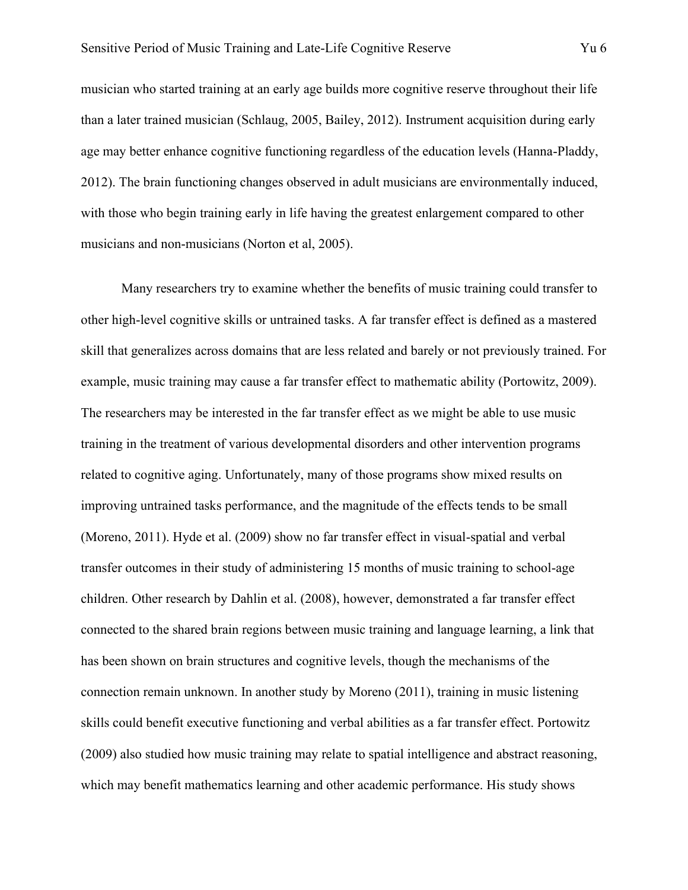musician who started training at an early age builds more cognitive reserve throughout their life than a later trained musician (Schlaug, 2005, Bailey, 2012). Instrument acquisition during early age may better enhance cognitive functioning regardless of the education levels (Hanna-Pladdy, 2012). The brain functioning changes observed in adult musicians are environmentally induced, with those who begin training early in life having the greatest enlargement compared to other musicians and non-musicians (Norton et al, 2005).

Many researchers try to examine whether the benefits of music training could transfer to other high-level cognitive skills or untrained tasks. A far transfer effect is defined as a mastered skill that generalizes across domains that are less related and barely or not previously trained. For example, music training may cause a far transfer effect to mathematic ability (Portowitz, 2009). The researchers may be interested in the far transfer effect as we might be able to use music training in the treatment of various developmental disorders and other intervention programs related to cognitive aging. Unfortunately, many of those programs show mixed results on improving untrained tasks performance, and the magnitude of the effects tends to be small (Moreno, 2011). Hyde et al. (2009) show no far transfer effect in visual-spatial and verbal transfer outcomes in their study of administering 15 months of music training to school-age children. Other research by Dahlin et al. (2008), however, demonstrated a far transfer effect connected to the shared brain regions between music training and language learning, a link that has been shown on brain structures and cognitive levels, though the mechanisms of the connection remain unknown. In another study by Moreno (2011), training in music listening skills could benefit executive functioning and verbal abilities as a far transfer effect. Portowitz (2009) also studied how music training may relate to spatial intelligence and abstract reasoning, which may benefit mathematics learning and other academic performance. His study shows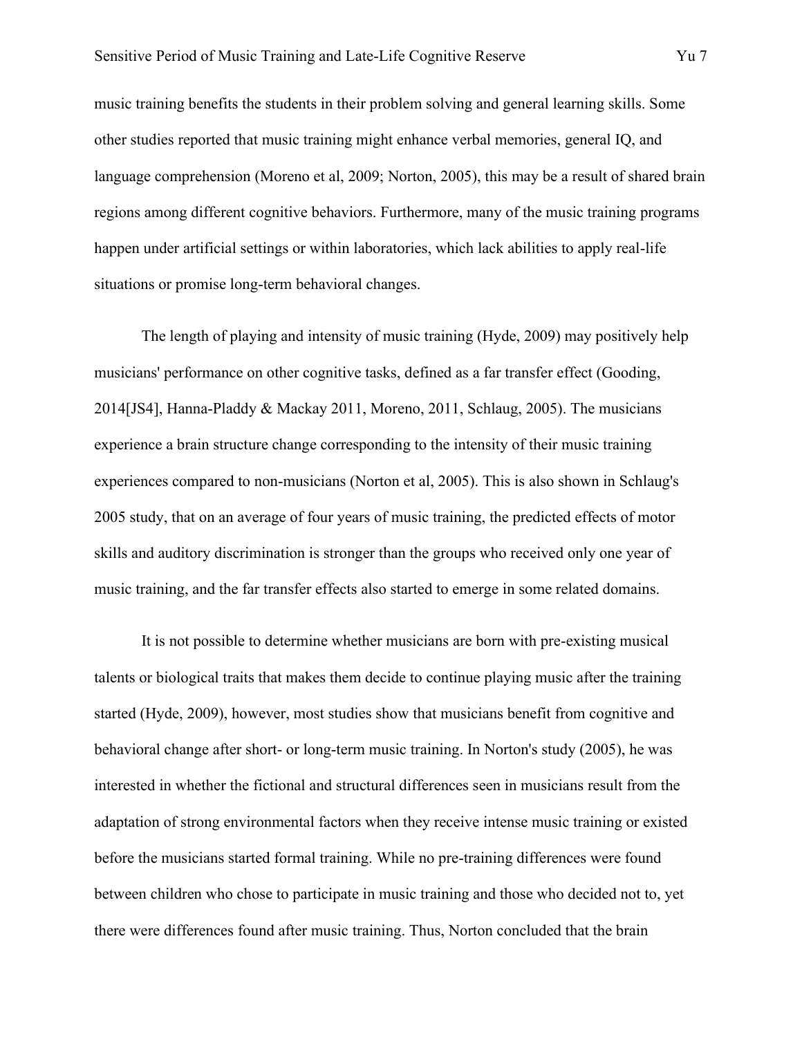music training benefits the students in their problem solving and general learning skills. Some other studies reported that music training might enhance verbal memories, general IQ, and language comprehension (Moreno et al, 2009; Norton, 2005), this may be a result of shared brain regions among different cognitive behaviors. Furthermore, many of the music training programs happen under artificial settings or within laboratories, which lack abilities to apply real-life situations or promise long-term behavioral changes.

The length of playing and intensity of music training (Hyde, 2009) may positively help musicians' performance on other cognitive tasks, defined as a far transfer effect (Gooding, 2014[JS4], Hanna-Pladdy & Mackay 2011, Moreno, 2011, Schlaug, 2005). The musicians experience a brain structure change corresponding to the intensity of their music training experiences compared to non-musicians (Norton et al, 2005). This is also shown in Schlaug's 2005 study, that on an average of four years of music training, the predicted effects of motor skills and auditory discrimination is stronger than the groups who received only one year of music training, and the far transfer effects also started to emerge in some related domains.

It is not possible to determine whether musicians are born with pre-existing musical talents or biological traits that makes them decide to continue playing music after the training started (Hyde, 2009), however, most studies show that musicians benefit from cognitive and behavioral change after short- or long-term music training. In Norton's study (2005), he was interested in whether the fictional and structural differences seen in musicians result from the adaptation of strong environmental factors when they receive intense music training or existed before the musicians started formal training. While no pre-training differences were found between children who chose to participate in music training and those who decided not to, yet there were differences found after music training. Thus, Norton concluded that the brain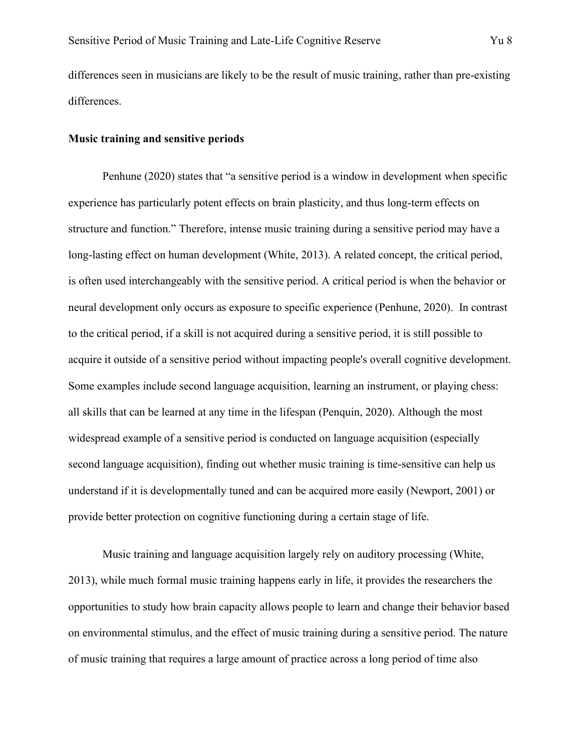differences seen in musicians are likely to be the result of music training, rather than pre-existing differences.

**Music training and sensitive periods**

Penhune (2020) states that "a sensitive period is a window in development when specific experience has particularly potent effects on brain plasticity, and thus long-term effects on structure and function." Therefore, intense music training during a sensitive period may have a long-lasting effect on human development (White, 2013). A related concept, the critical period, is often used interchangeably with the sensitive period. A critical period is when the behavior or neural development only occurs as exposure to specific experience (Penhune, 2020). In contrast to the critical period, if a skill is not acquired during a sensitive period, it is still possible to acquire it outside of a sensitive period without impacting people's overall cognitive development. Some examples include second language acquisition, learning an instrument, or playing chess: all skills that can be learned at any time in the lifespan (Penquin, 2020). Although the most widespread example of a sensitive period is conducted on language acquisition (especially second language acquisition), finding out whether music training is time-sensitive can help us understand if it is developmentally tuned and can be acquired more easily (Newport, 2001) or provide better protection on cognitive functioning during a certain stage of life.

Music training and language acquisition largely rely on auditory processing (White, 2013), while much formal music training happens early in life, it provides the researchers the opportunities to study how brain capacity allows people to learn and change their behavior based on environmental stimulus, and the effect of music training during a sensitive period. The nature of music training that requires a large amount of practice across a long period of time also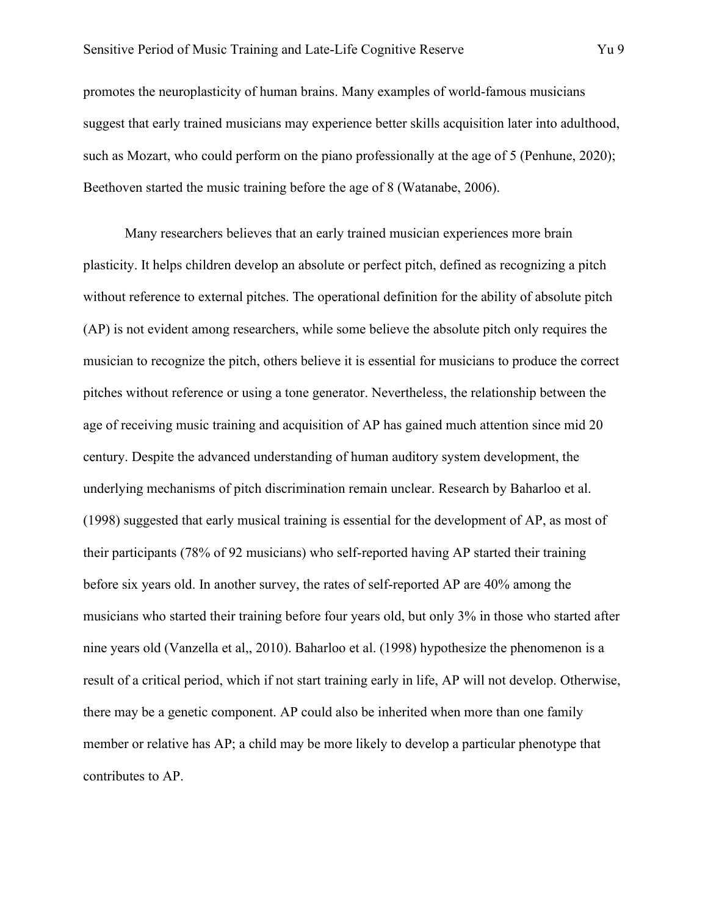promotes the neuroplasticity of human brains. Many examples of world-famous musicians suggest that early trained musicians may experience better skills acquisition later into adulthood, such as Mozart, who could perform on the piano professionally at the age of 5 (Penhune, 2020); Beethoven started the music training before the age of 8 (Watanabe, 2006).

Many researchers believes that an early trained musician experiences more brain plasticity. It helps children develop an absolute or perfect pitch, defined as recognizing a pitch without reference to external pitches. The operational definition for the ability of absolute pitch (AP) is not evident among researchers, while some believe the absolute pitch only requires the musician to recognize the pitch, others believe it is essential for musicians to produce the correct pitches without reference or using a tone generator. Nevertheless, the relationship between the age of receiving music training and acquisition of AP has gained much attention since mid 20 century. Despite the advanced understanding of human auditory system development, the underlying mechanisms of pitch discrimination remain unclear. Research by Baharloo et al. (1998) suggested that early musical training is essential for the development of AP, as most of their participants (78% of 92 musicians) who self-reported having AP started their training before six years old. In another survey, the rates of self-reported AP are 40% among the musicians who started their training before four years old, but only 3% in those who started after nine years old (Vanzella et al,, 2010). Baharloo et al. (1998) hypothesize the phenomenon is a result of a critical period, which if not start training early in life, AP will not develop. Otherwise, there may be a genetic component. AP could also be inherited when more than one family member or relative has AP; a child may be more likely to develop a particular phenotype that contributes to AP.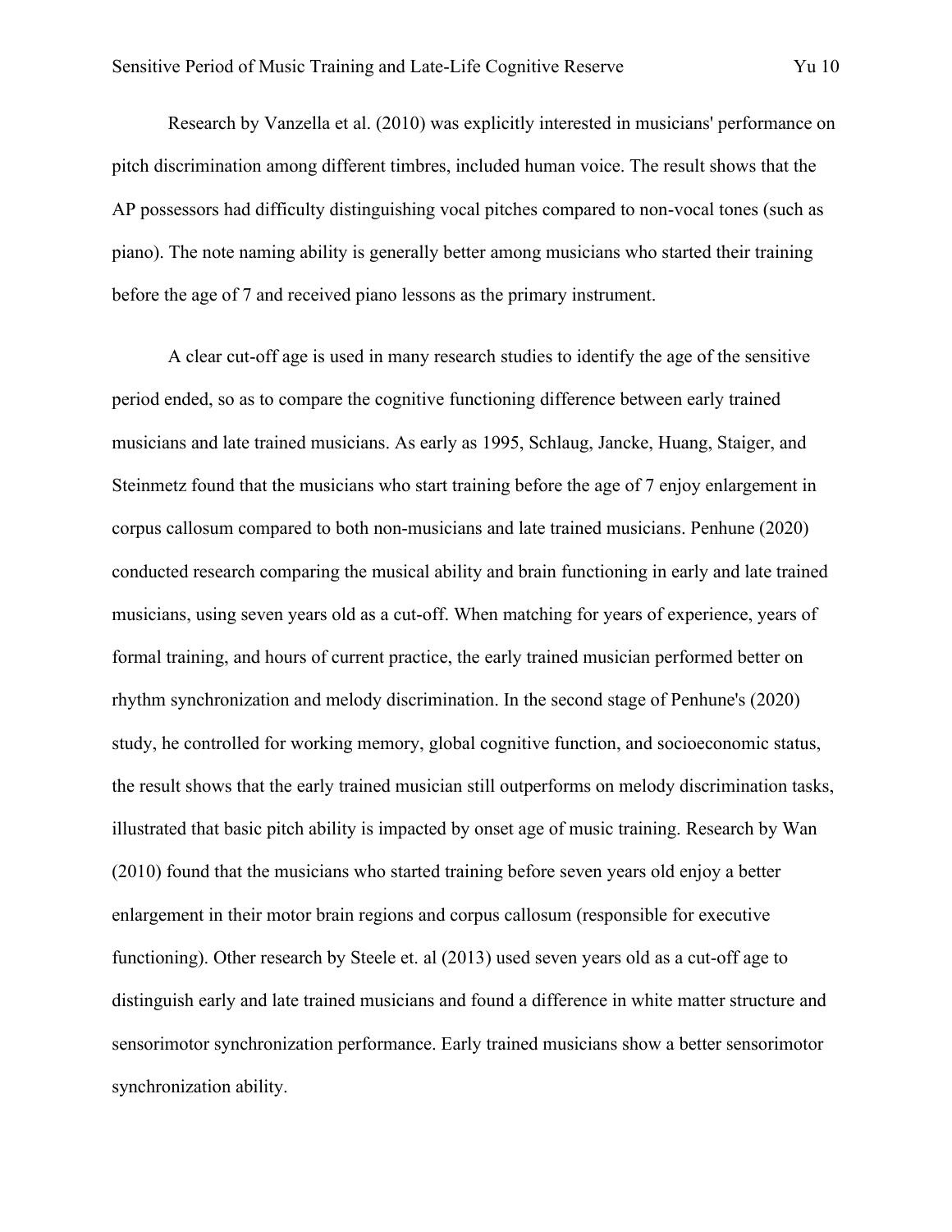Research by Vanzella et al. (2010) was explicitly interested in musicians' performance on pitch discrimination among different timbres, included human voice. The result shows that the AP possessors had difficulty distinguishing vocal pitches compared to non-vocal tones (such as piano). The note naming ability is generally better among musicians who started their training before the age of 7 and received piano lessons as the primary instrument.

A clear cut-off age is used in many research studies to identify the age of the sensitive period ended, so as to compare the cognitive functioning difference between early trained musicians and late trained musicians. As early as 1995, Schlaug, Jancke, Huang, Staiger, and Steinmetz found that the musicians who start training before the age of 7 enjoy enlargement in corpus callosum compared to both non-musicians and late trained musicians. Penhune (2020) conducted research comparing the musical ability and brain functioning in early and late trained musicians, using seven years old as a cut-off. When matching for years of experience, years of formal training, and hours of current practice, the early trained musician performed better on rhythm synchronization and melody discrimination. In the second stage of Penhune's (2020) study, he controlled for working memory, global cognitive function, and socioeconomic status, the result shows that the early trained musician still outperforms on melody discrimination tasks, illustrated that basic pitch ability is impacted by onset age of music training. Research by Wan (2010) found that the musicians who started training before seven years old enjoy a better enlargement in their motor brain regions and corpus callosum (responsible for executive functioning). Other research by Steele et. al (2013) used seven years old as a cut-off age to distinguish early and late trained musicians and found a difference in white matter structure and sensorimotor synchronization performance. Early trained musicians show a better sensorimotor synchronization ability.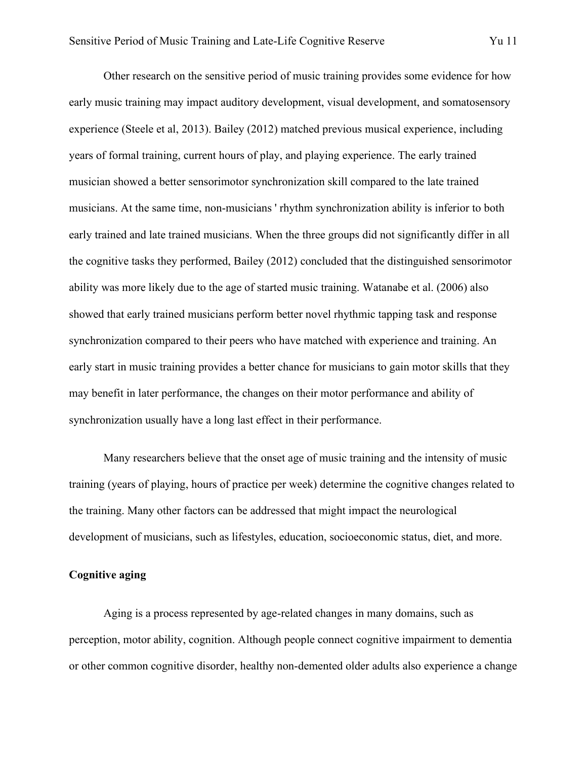Other research on the sensitive period of music training provides some evidence for how early music training may impact auditory development, visual development, and somatosensory experience (Steele et al, 2013). Bailey (2012) matched previous musical experience, including years of formal training, current hours of play, and playing experience. The early trained musician showed a better sensorimotor synchronization skill compared to the late trained musicians. At the same time, non-musicians ' rhythm synchronization ability is inferior to both early trained and late trained musicians. When the three groups did not significantly differ in all the cognitive tasks they performed, Bailey (2012) concluded that the distinguished sensorimotor ability was more likely due to the age of started music training. Watanabe et al. (2006) also showed that early trained musicians perform better novel rhythmic tapping task and response synchronization compared to their peers who have matched with experience and training. An early start in music training provides a better chance for musicians to gain motor skills that they may benefit in later performance, the changes on their motor performance and ability of synchronization usually have a long last effect in their performance.

Many researchers believe that the onset age of music training and the intensity of music training (years of playing, hours of practice per week) determine the cognitive changes related to the training. Many other factors can be addressed that might impact the neurological development of musicians, such as lifestyles, education, socioeconomic status, diet, and more.

**Cognitive aging**

Aging is a process represented by age-related changes in many domains, such as perception, motor ability, cognition. Although people connect cognitive impairment to dementia or other common cognitive disorder, healthy non-demented older adults also experience a change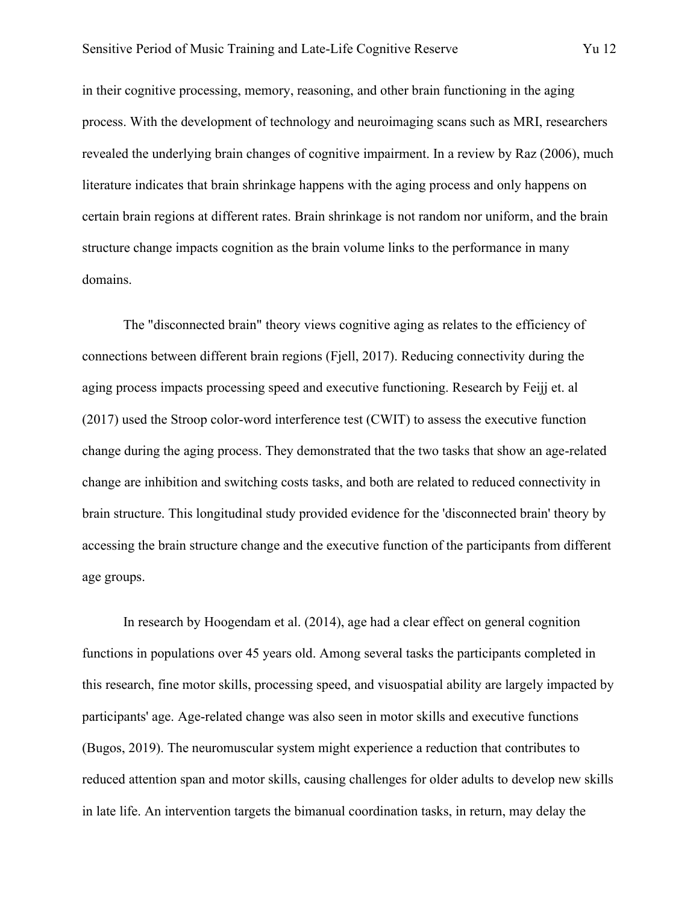in their cognitive processing, memory, reasoning, and other brain functioning in the aging process. With the development of technology and neuroimaging scans such as MRI, researchers revealed the underlying brain changes of cognitive impairment. In a review by Raz (2006), much literature indicates that brain shrinkage happens with the aging process and only happens on certain brain regions at different rates. Brain shrinkage is not random nor uniform, and the brain structure change impacts cognition as the brain volume links to the performance in many domains.

The "disconnected brain" theory views cognitive aging as relates to the efficiency of connections between different brain regions (Fjell, 2017). Reducing connectivity during the aging process impacts processing speed and executive functioning. Research by Feijj et. al (2017) used the Stroop color-word interference test (CWIT) to assess the executive function change during the aging process. They demonstrated that the two tasks that show an age-related change are inhibition and switching costs tasks, and both are related to reduced connectivity in brain structure. This longitudinal study provided evidence for the 'disconnected brain' theory by accessing the brain structure change and the executive function of the participants from different age groups.

In research by Hoogendam et al. (2014), age had a clear effect on general cognition functions in populations over 45 years old. Among several tasks the participants completed in this research, fine motor skills, processing speed, and visuospatial ability are largely impacted by participants' age. Age-related change was also seen in motor skills and executive functions (Bugos, 2019). The neuromuscular system might experience a reduction that contributes to reduced attention span and motor skills, causing challenges for older adults to develop new skills in late life. An intervention targets the bimanual coordination tasks, in return, may delay the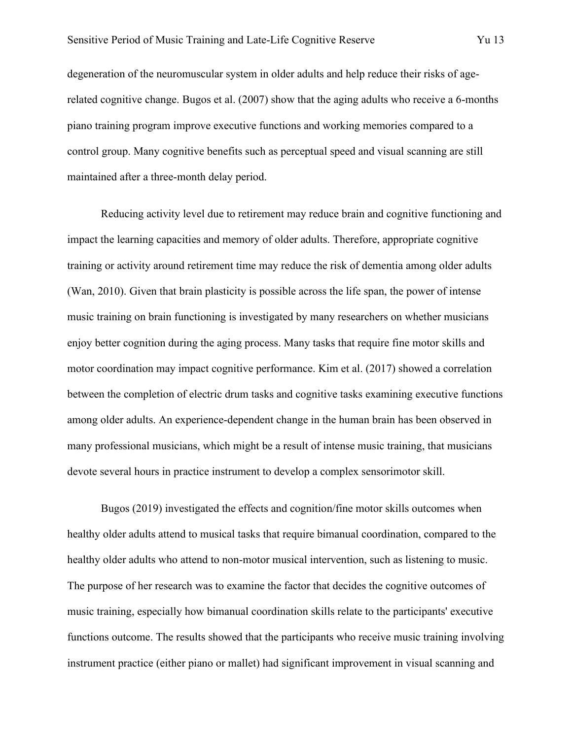degeneration of the neuromuscular system in older adults and help reduce their risks of age-related cognitive change. Bugos et al. (2007) show that the aging adults who receive a 6-months piano training program improve executive functions and working memories compared to a control group. Many cognitive benefits such as perceptual speed and visual scanning are still maintained after a three-month delay period.

Reducing activity level due to retirement may reduce brain and cognitive functioning and impact the learning capacities and memory of older adults. Therefore, appropriate cognitive training or activity around retirement time may reduce the risk of dementia among older adults (Wan, 2010). Given that brain plasticity is possible across the life span, the power of intense music training on brain functioning is investigated by many researchers on whether musicians enjoy better cognition during the aging process. Many tasks that require fine motor skills and motor coordination may impact cognitive performance. Kim et al. (2017) showed a correlation between the completion of electric drum tasks and cognitive tasks examining executive functions among older adults. An experience-dependent change in the human brain has been observed in many professional musicians, which might be a result of intense music training, that musicians devote several hours in practice instrument to develop a complex sensorimotor skill.

Bugos (2019) investigated the effects and cognition/fine motor skills outcomes when healthy older adults attend to musical tasks that require bimanual coordination, compared to the healthy older adults who attend to non-motor musical intervention, such as listening to music. The purpose of her research was to examine the factor that decides the cognitive outcomes of music training, especially how bimanual coordination skills relate to the participants' executive functions outcome. The results showed that the participants who receive music training involving instrument practice (either piano or mallet) had significant improvement in visual scanning and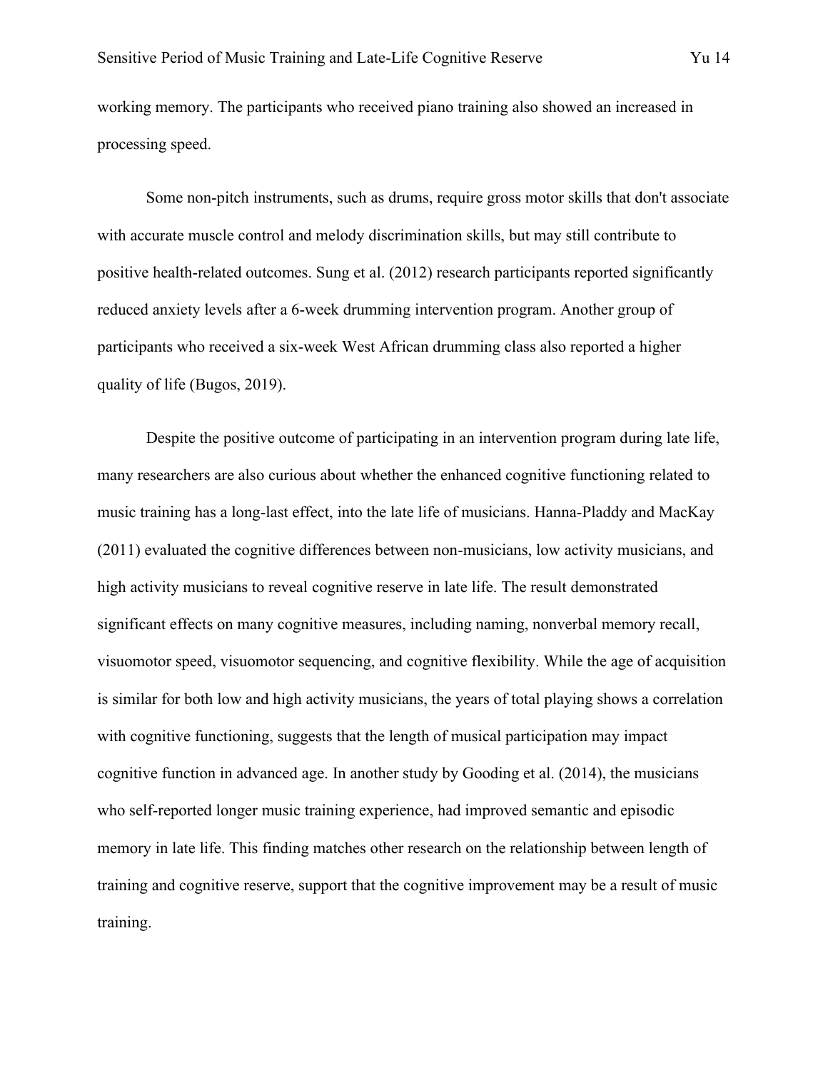working memory. The participants who received piano training also showed an increased in processing speed.

Some non-pitch instruments, such as drums, require gross motor skills that don't associate with accurate muscle control and melody discrimination skills, but may still contribute to positive health-related outcomes. Sung et al. (2012) research participants reported significantly reduced anxiety levels after a 6-week drumming intervention program. Another group of participants who received a six-week West African drumming class also reported a higher quality of life (Bugos, 2019).

Despite the positive outcome of participating in an intervention program during late life, many researchers are also curious about whether the enhanced cognitive functioning related to music training has a long-last effect, into the late life of musicians. Hanna-Pladdy and MacKay (2011) evaluated the cognitive differences between non-musicians, low activity musicians, and high activity musicians to reveal cognitive reserve in late life. The result demonstrated significant effects on many cognitive measures, including naming, nonverbal memory recall, visuomotor speed, visuomotor sequencing, and cognitive flexibility. While the age of acquisition is similar for both low and high activity musicians, the years of total playing shows a correlation with cognitive functioning, suggests that the length of musical participation may impact cognitive function in advanced age. In another study by Gooding et al. (2014), the musicians who self-reported longer music training experience, had improved semantic and episodic memory in late life. This finding matches other research on the relationship between length of training and cognitive reserve, support that the cognitive improvement may be a result of music training.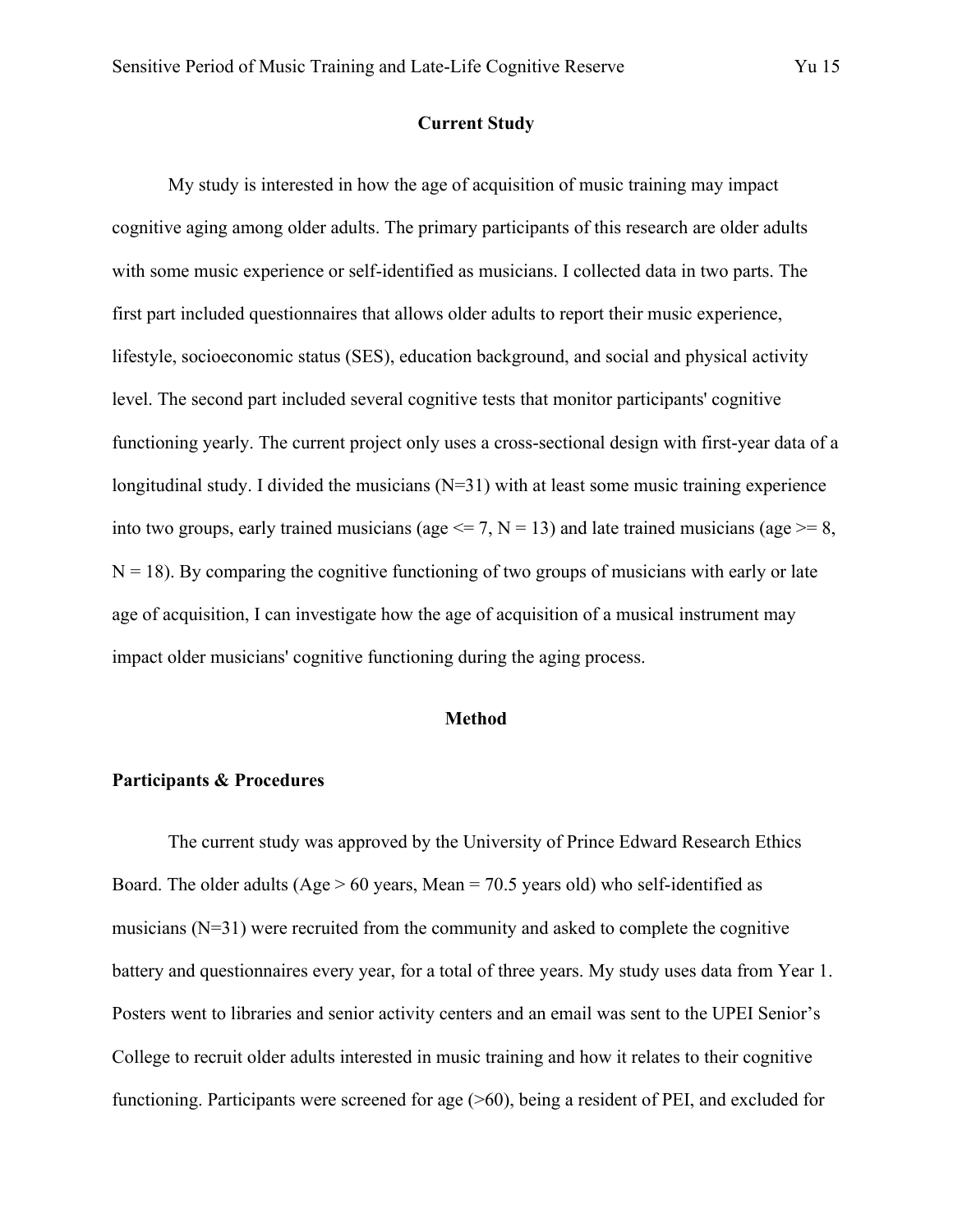## Current Study

My study is interested in how the age of acquisition of music training may impact cognitive aging among older adults. The primary participants of this research are older adults with some music experience or self-identified as musicians. I collected data in two parts. The first part included questionnaires that allows older adults to report their music experience, lifestyle, socioeconomic status (SES), education background, and social and physical activity level. The second part included several cognitive tests that monitor participants' cognitive functioning yearly. The current project only uses a cross-sectional design with first-year data of a longitudinal study. I divided the musicians (N=31) with at least some music training experience into two groups, early trained musicians (age <= 7, N = 13) and late trained musicians (age >= 8, N = 18). By comparing the cognitive functioning of two groups of musicians with early or late age of acquisition, I can investigate how the age of acquisition of a musical instrument may impact older musicians' cognitive functioning during the aging process.

## Method

### Participants & Procedures

The current study was approved by the University of Prince Edward Research Ethics Board. The older adults (Age > 60 years, Mean = 70.5 years old) who self-identified as musicians (N=31) were recruited from the community and asked to complete the cognitive battery and questionnaires every year, for a total of three years. My study uses data from Year 1. Posters went to libraries and senior activity centers and an email was sent to the UPEI Senior's College to recruit older adults interested in music training and how it relates to their cognitive functioning. Participants were screened for age (>60), being a resident of PEI, and excluded for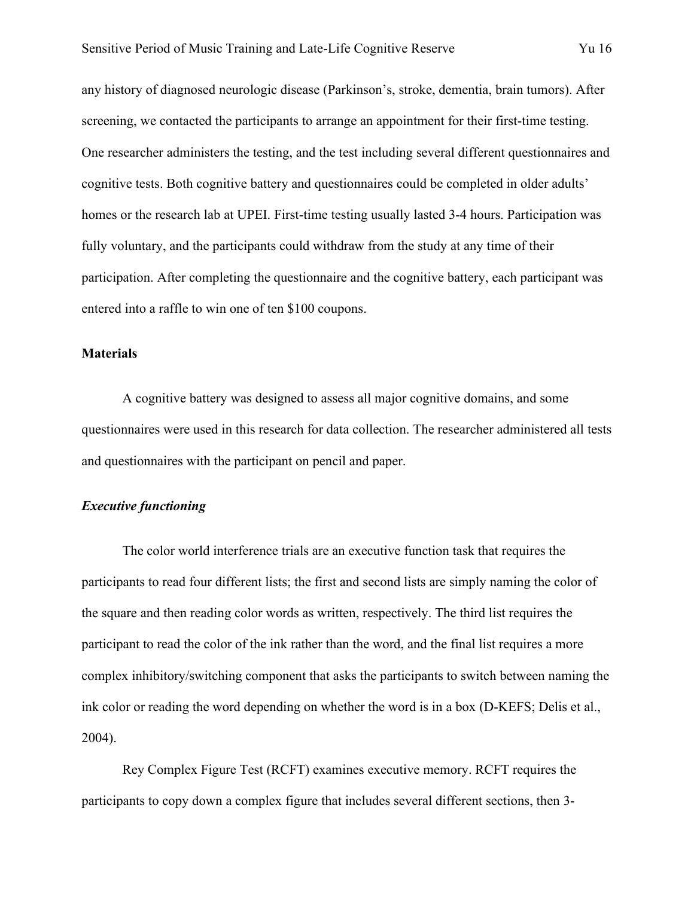any history of diagnosed neurologic disease (Parkinson's, stroke, dementia, brain tumors). After screening, we contacted the participants to arrange an appointment for their first-time testing. One researcher administers the testing, and the test including several different questionnaires and cognitive tests. Both cognitive battery and questionnaires could be completed in older adults' homes or the research lab at UPEI. First-time testing usually lasted 3-4 hours. Participation was fully voluntary, and the participants could withdraw from the study at any time of their participation. After completing the questionnaire and the cognitive battery, each participant was entered into a raffle to win one of ten $100 coupons.

## Materials

A cognitive battery was designed to assess all major cognitive domains, and some questionnaires were used in this research for data collection. The researcher administered all tests and questionnaires with the participant on pencil and paper.

### *Executive functioning*

The color world interference trials are an executive function task that requires the participants to read four different lists; the first and second lists are simply naming the color of the square and then reading color words as written, respectively. The third list requires the participant to read the color of the ink rather than the word, and the final list requires a more complex inhibitory/switching component that asks the participants to switch between naming the ink color or reading the word depending on whether the word is in a box (D-KEFS; Delis et al., 2004).

Rey Complex Figure Test (RCFT) examines executive memory. RCFT requires the participants to copy down a complex figure that includes several different sections, then 3-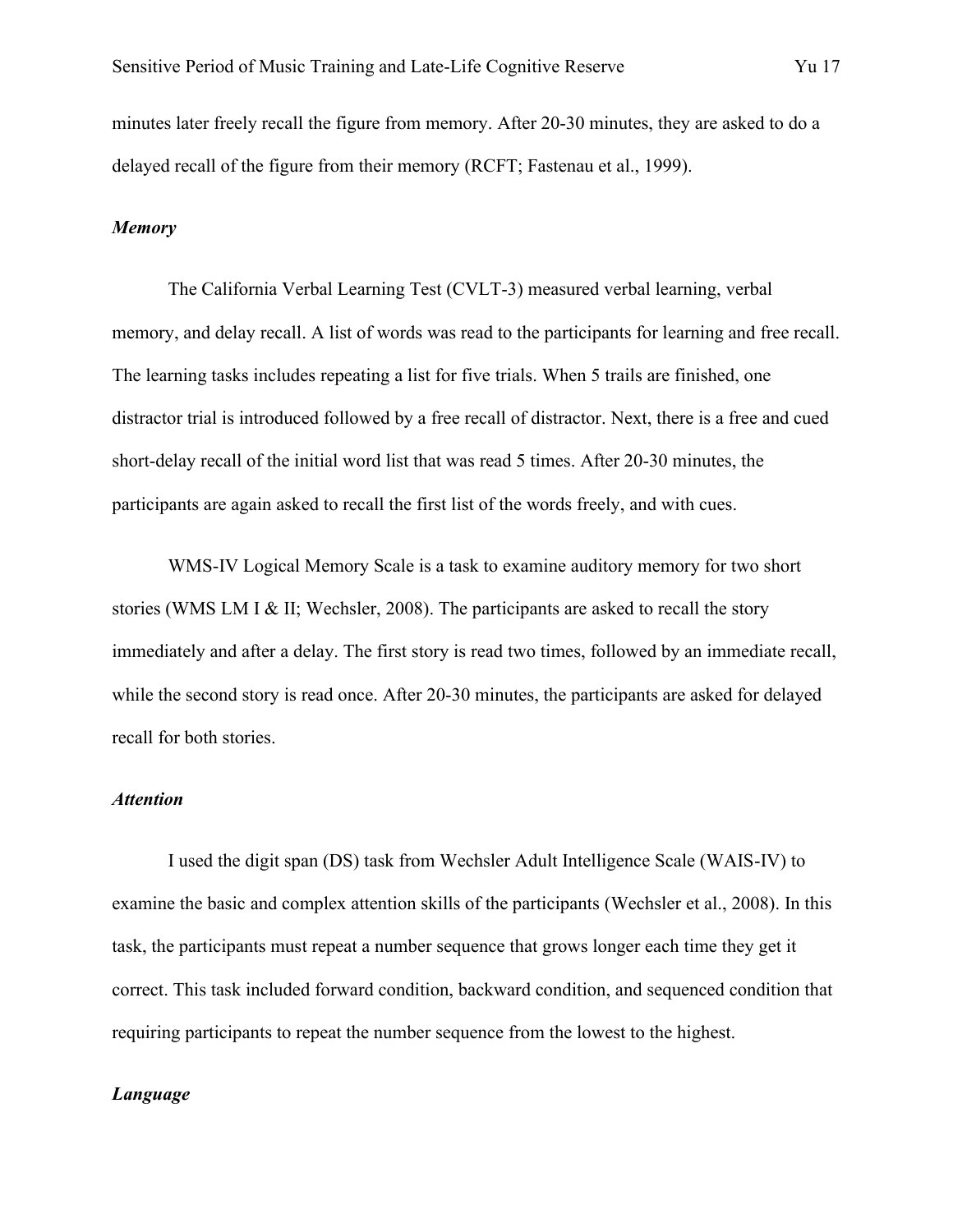minutes later freely recall the figure from memory. After 20-30 minutes, they are asked to do a delayed recall of the figure from their memory (RCFT; Fastenau et al., 1999).

***Memory***

The California Verbal Learning Test (CVLT-3) measured verbal learning, verbal memory, and delay recall. A list of words was read to the participants for learning and free recall. The learning tasks includes repeating a list for five trials. When 5 trails are finished, one distractor trial is introduced followed by a free recall of distractor. Next, there is a free and cued short-delay recall of the initial word list that was read 5 times. After 20-30 minutes, the participants are again asked to recall the first list of the words freely, and with cues.

WMS-IV Logical Memory Scale is a task to examine auditory memory for two short stories (WMS LM I & II; Wechsler, 2008). The participants are asked to recall the story immediately and after a delay. The first story is read two times, followed by an immediate recall, while the second story is read once. After 20-30 minutes, the participants are asked for delayed recall for both stories.

***Attention***

I used the digit span (DS) task from Wechsler Adult Intelligence Scale (WAIS-IV) to examine the basic and complex attention skills of the participants (Wechsler et al., 2008). In this task, the participants must repeat a number sequence that grows longer each time they get it correct. This task included forward condition, backward condition, and sequenced condition that requiring participants to repeat the number sequence from the lowest to the highest.

***Language***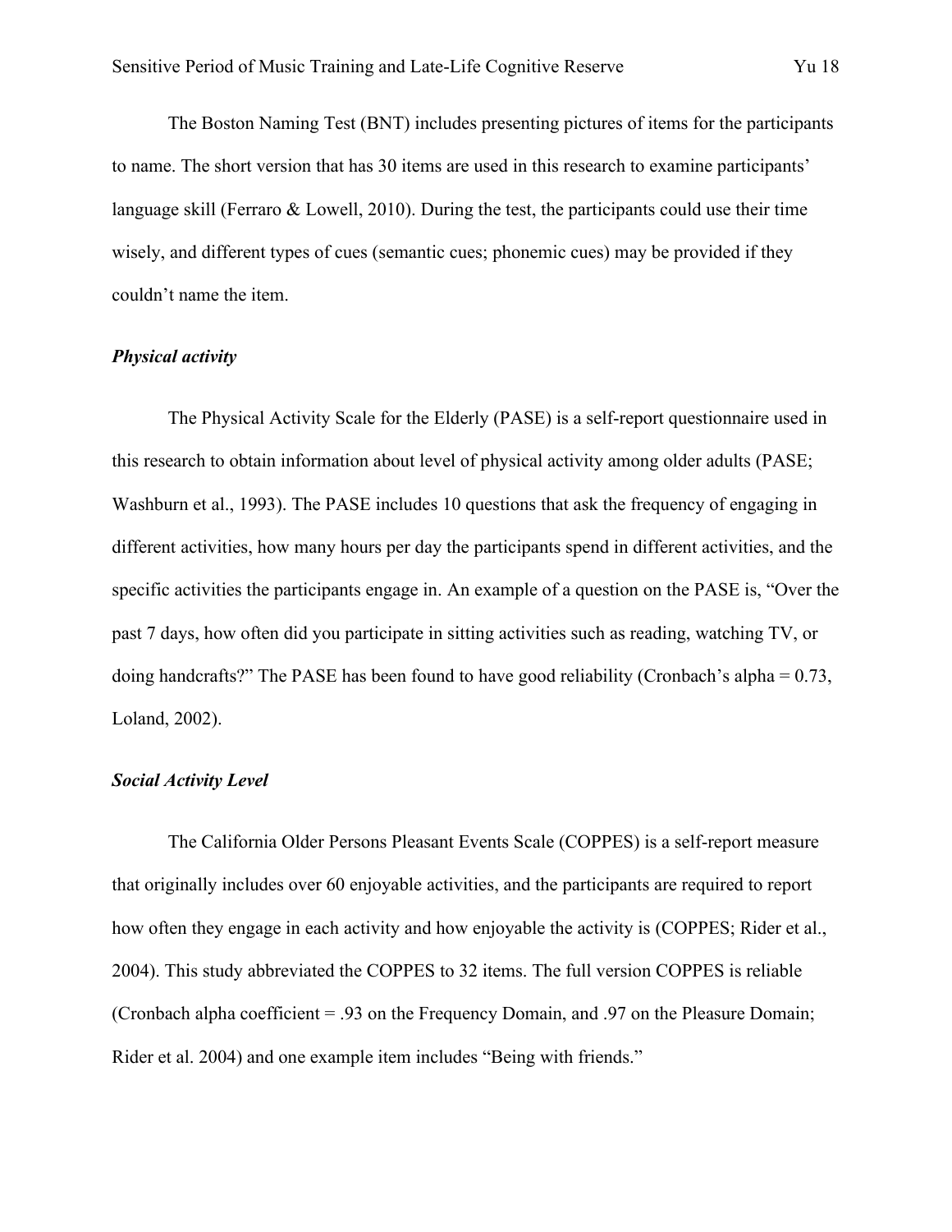The Boston Naming Test (BNT) includes presenting pictures of items for the participants to name. The short version that has 30 items are used in this research to examine participants' language skill (Ferraro & Lowell, 2010). During the test, the participants could use their time wisely, and different types of cues (semantic cues; phonemic cues) may be provided if they couldn't name the item.

***Physical activity***

The Physical Activity Scale for the Elderly (PASE) is a self-report questionnaire used in this research to obtain information about level of physical activity among older adults (PASE; Washburn et al., 1993). The PASE includes 10 questions that ask the frequency of engaging in different activities, how many hours per day the participants spend in different activities, and the specific activities the participants engage in. An example of a question on the PASE is, "Over the past 7 days, how often did you participate in sitting activities such as reading, watching TV, or doing handcrafts?" The PASE has been found to have good reliability (Cronbach's alpha = 0.73, Loland, 2002).

***Social Activity Level***

The California Older Persons Pleasant Events Scale (COPPES) is a self-report measure that originally includes over 60 enjoyable activities, and the participants are required to report how often they engage in each activity and how enjoyable the activity is (COPPES; Rider et al., 2004). This study abbreviated the COPPES to 32 items. The full version COPPES is reliable (Cronbach alpha coefficient = .93 on the Frequency Domain, and .97 on the Pleasure Domain; Rider et al. 2004) and one example item includes "Being with friends."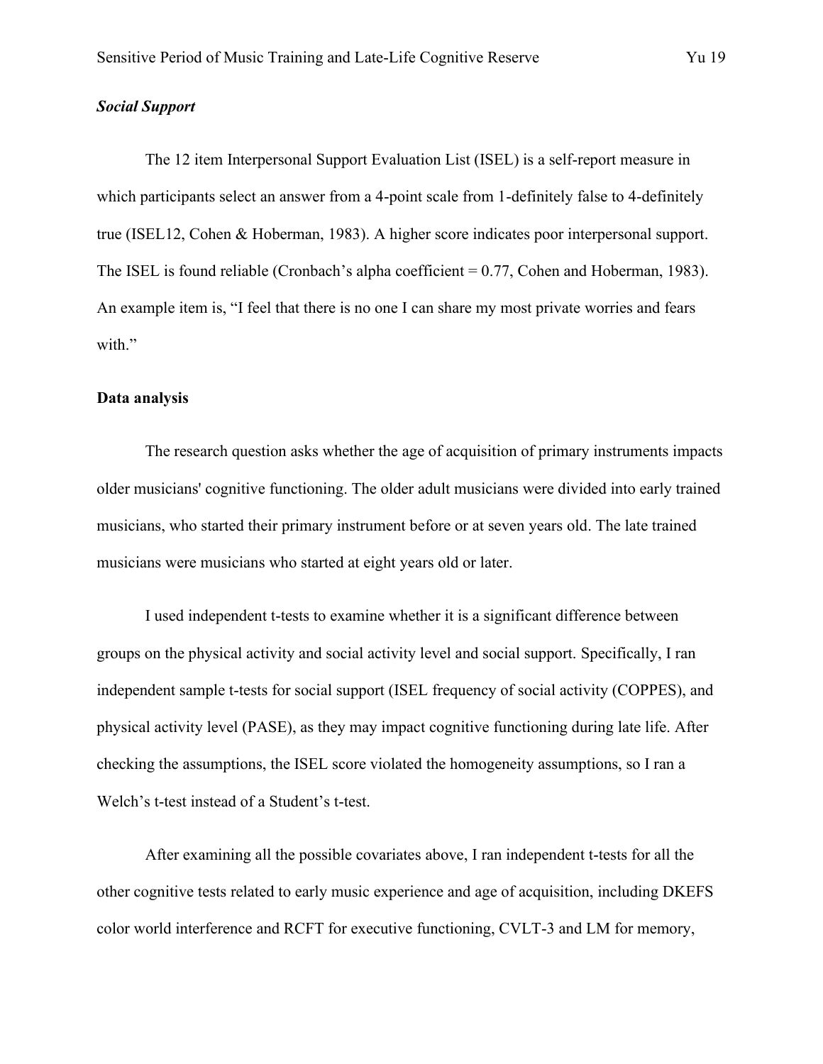***Social Support***

The 12 item Interpersonal Support Evaluation List (ISEL) is a self-report measure in which participants select an answer from a 4-point scale from 1-definitely false to 4-definitely true (ISEL12, Cohen & Hoberman, 1983). A higher score indicates poor interpersonal support. The ISEL is found reliable (Cronbach's alpha coefficient = 0.77, Cohen and Hoberman, 1983). An example item is, "I feel that there is no one I can share my most private worries and fears with."

**Data analysis**

The research question asks whether the age of acquisition of primary instruments impacts older musicians' cognitive functioning. The older adult musicians were divided into early trained musicians, who started their primary instrument before or at seven years old. The late trained musicians were musicians who started at eight years old or later.

I used independent t-tests to examine whether it is a significant difference between groups on the physical activity and social activity level and social support. Specifically, I ran independent sample t-tests for social support (ISEL frequency of social activity (COPPES), and physical activity level (PASE), as they may impact cognitive functioning during late life. After checking the assumptions, the ISEL score violated the homogeneity assumptions, so I ran a Welch's t-test instead of a Student's t-test.

After examining all the possible covariates above, I ran independent t-tests for all the other cognitive tests related to early music experience and age of acquisition, including DKEFS color world interference and RCFT for executive functioning, CVLT-3 and LM for memory,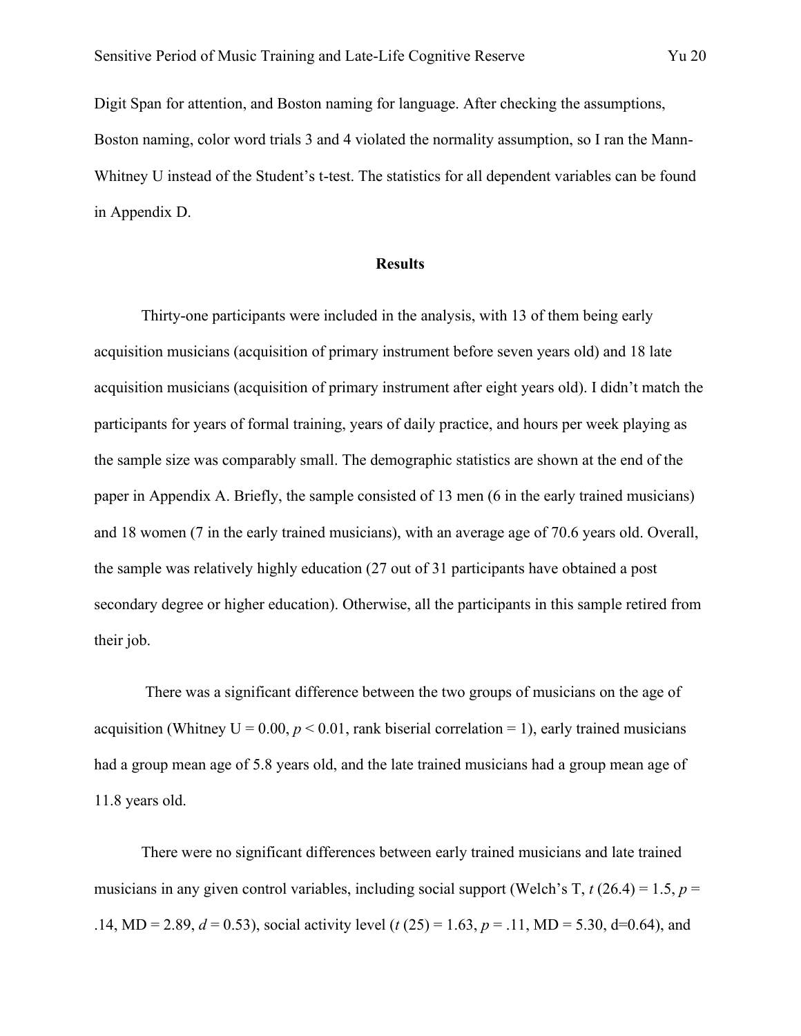Digit Span for attention, and Boston naming for language. After checking the assumptions, Boston naming, color word trials 3 and 4 violated the normality assumption, so I ran the Mann-Whitney U instead of the Student's t-test. The statistics for all dependent variables can be found in Appendix D.

## Results

Thirty-one participants were included in the analysis, with 13 of them being early acquisition musicians (acquisition of primary instrument before seven years old) and 18 late acquisition musicians (acquisition of primary instrument after eight years old). I didn't match the participants for years of formal training, years of daily practice, and hours per week playing as the sample size was comparably small. The demographic statistics are shown at the end of the paper in Appendix A. Briefly, the sample consisted of 13 men (6 in the early trained musicians) and 18 women (7 in the early trained musicians), with an average age of 70.6 years old. Overall, the sample was relatively highly education (27 out of 31 participants have obtained a post secondary degree or higher education). Otherwise, all the participants in this sample retired from their job.

There was a significant difference between the two groups of musicians on the age of acquisition (Whitney U = 0.00, $p < 0.01$, rank biserial correlation = 1), early trained musicians had a group mean age of 5.8 years old, and the late trained musicians had a group mean age of 11.8 years old.

There were no significant differences between early trained musicians and late trained musicians in any given control variables, including social support (Welch's T, $t$ (26.4) = 1.5, $p$ = .14, MD = 2.89, $d$ = 0.53), social activity level ($t$ (25) = 1.63, $p$ = .11, MD = 5.30, d=0.64), and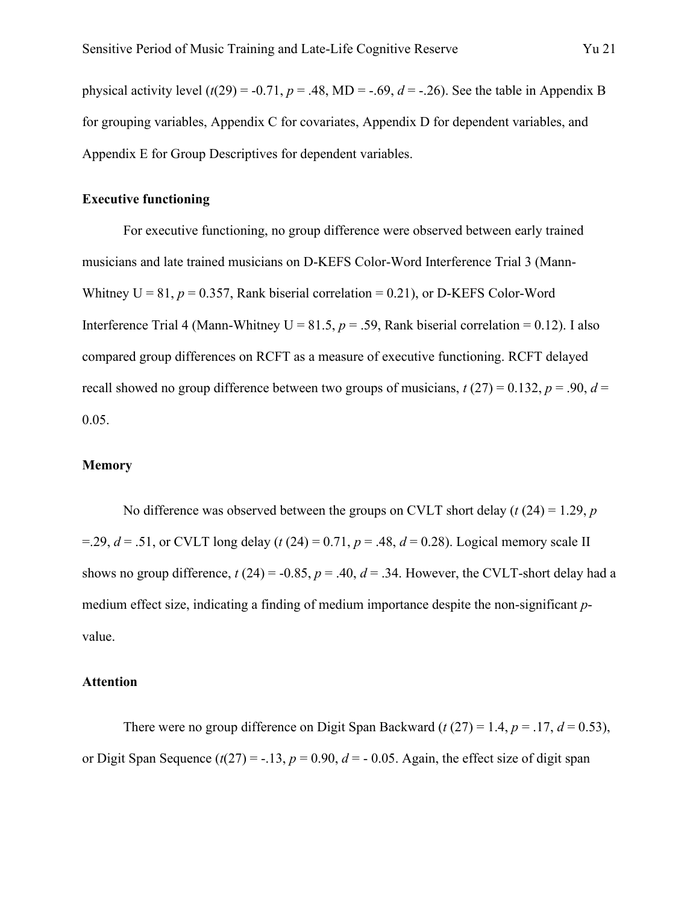physical activity level ($t(29) = -0.71$, $p = .48$, MD = -.69, $d = -.26$). See the table in Appendix B for grouping variables, Appendix C for covariates, Appendix D for dependent variables, and Appendix E for Group Descriptives for dependent variables.

## Executive functioning

For executive functioning, no group difference were observed between early trained musicians and late trained musicians on D-KEFS Color-Word Interference Trial 3 (Mann-Whitney U = 81, $p = 0.357$, Rank biserial correlation = 0.21), or D-KEFS Color-Word Interference Trial 4 (Mann-Whitney U = 81.5, $p = .59$, Rank biserial correlation = 0.12). I also compared group differences on RCFT as a measure of executive functioning. RCFT delayed recall showed no group difference between two groups of musicians, $t\ (27) = 0.132$, $p = .90$, $d = 0.05$.

## Memory

No difference was observed between the groups on CVLT short delay ($t\ (24) = 1.29$, $p = .29$, $d = .51$, or CVLT long delay ($t\ (24) = 0.71$, $p = .48$, $d = 0.28$). Logical memory scale II shows no group difference, $t\ (24) = -0.85$, $p = .40$, $d = .34$. However, the CVLT-short delay had a medium effect size, indicating a finding of medium importance despite the non-significant *p*-value.

## Attention

There were no group difference on Digit Span Backward ($t\ (27) = 1.4$, $p = .17$, $d = 0.53$), or Digit Span Sequence ($t(27) = -.13$, $p = 0.90$, $d = -0.05$. Again, the effect size of digit span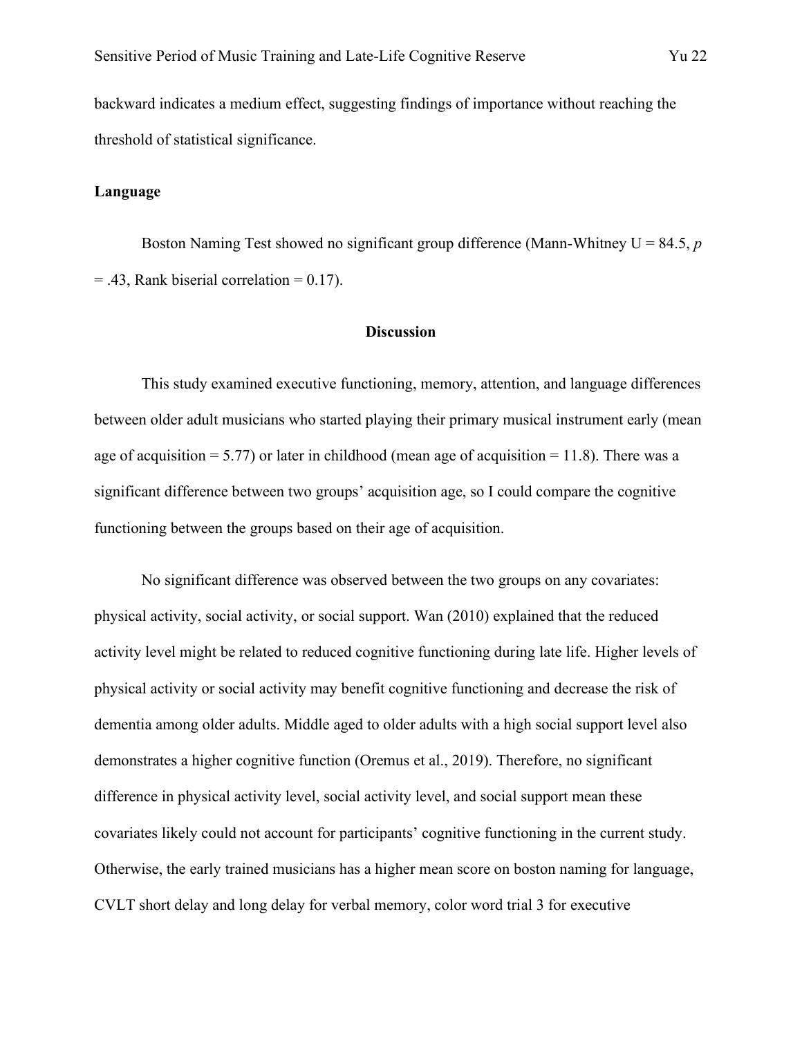backward indicates a medium effect, suggesting findings of importance without reaching the threshold of statistical significance.

**Language**

Boston Naming Test showed no significant group difference (Mann-Whitney U = 84.5, $p = .43$, Rank biserial correlation = 0.17).

## Discussion

This study examined executive functioning, memory, attention, and language differences between older adult musicians who started playing their primary musical instrument early (mean age of acquisition = 5.77) or later in childhood (mean age of acquisition = 11.8). There was a significant difference between two groups' acquisition age, so I could compare the cognitive functioning between the groups based on their age of acquisition.

No significant difference was observed between the two groups on any covariates: physical activity, social activity, or social support. Wan (2010) explained that the reduced activity level might be related to reduced cognitive functioning during late life. Higher levels of physical activity or social activity may benefit cognitive functioning and decrease the risk of dementia among older adults. Middle aged to older adults with a high social support level also demonstrates a higher cognitive function (Oremus et al., 2019). Therefore, no significant difference in physical activity level, social activity level, and social support mean these covariates likely could not account for participants' cognitive functioning in the current study. Otherwise, the early trained musicians has a higher mean score on boston naming for language, CVLT short delay and long delay for verbal memory, color word trial 3 for executive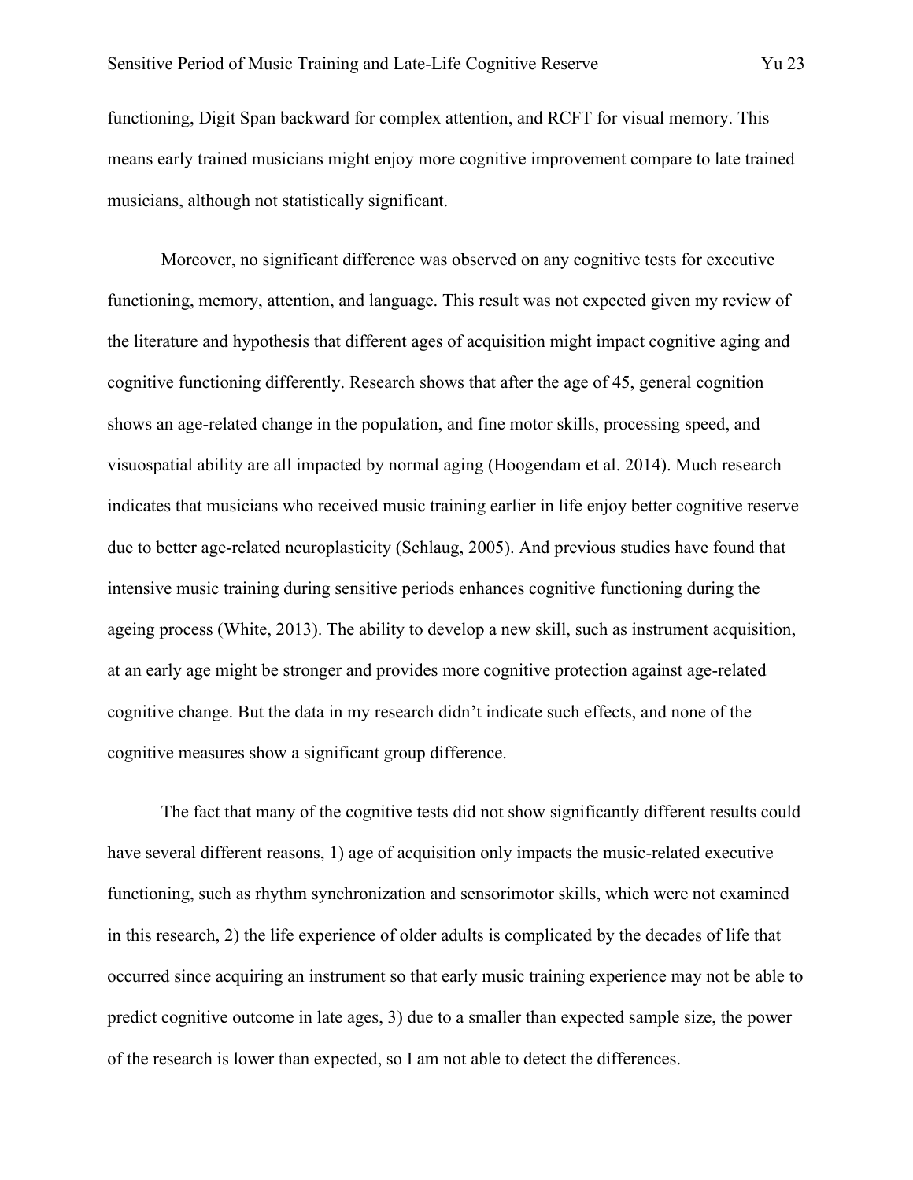functioning, Digit Span backward for complex attention, and RCFT for visual memory. This means early trained musicians might enjoy more cognitive improvement compare to late trained musicians, although not statistically significant.

Moreover, no significant difference was observed on any cognitive tests for executive functioning, memory, attention, and language. This result was not expected given my review of the literature and hypothesis that different ages of acquisition might impact cognitive aging and cognitive functioning differently. Research shows that after the age of 45, general cognition shows an age-related change in the population, and fine motor skills, processing speed, and visuospatial ability are all impacted by normal aging (Hoogendam et al. 2014). Much research indicates that musicians who received music training earlier in life enjoy better cognitive reserve due to better age-related neuroplasticity (Schlaug, 2005). And previous studies have found that intensive music training during sensitive periods enhances cognitive functioning during the ageing process (White, 2013). The ability to develop a new skill, such as instrument acquisition, at an early age might be stronger and provides more cognitive protection against age-related cognitive change. But the data in my research didn't indicate such effects, and none of the cognitive measures show a significant group difference.

The fact that many of the cognitive tests did not show significantly different results could have several different reasons, 1) age of acquisition only impacts the music-related executive functioning, such as rhythm synchronization and sensorimotor skills, which were not examined in this research, 2) the life experience of older adults is complicated by the decades of life that occurred since acquiring an instrument so that early music training experience may not be able to predict cognitive outcome in late ages, 3) due to a smaller than expected sample size, the power of the research is lower than expected, so I am not able to detect the differences.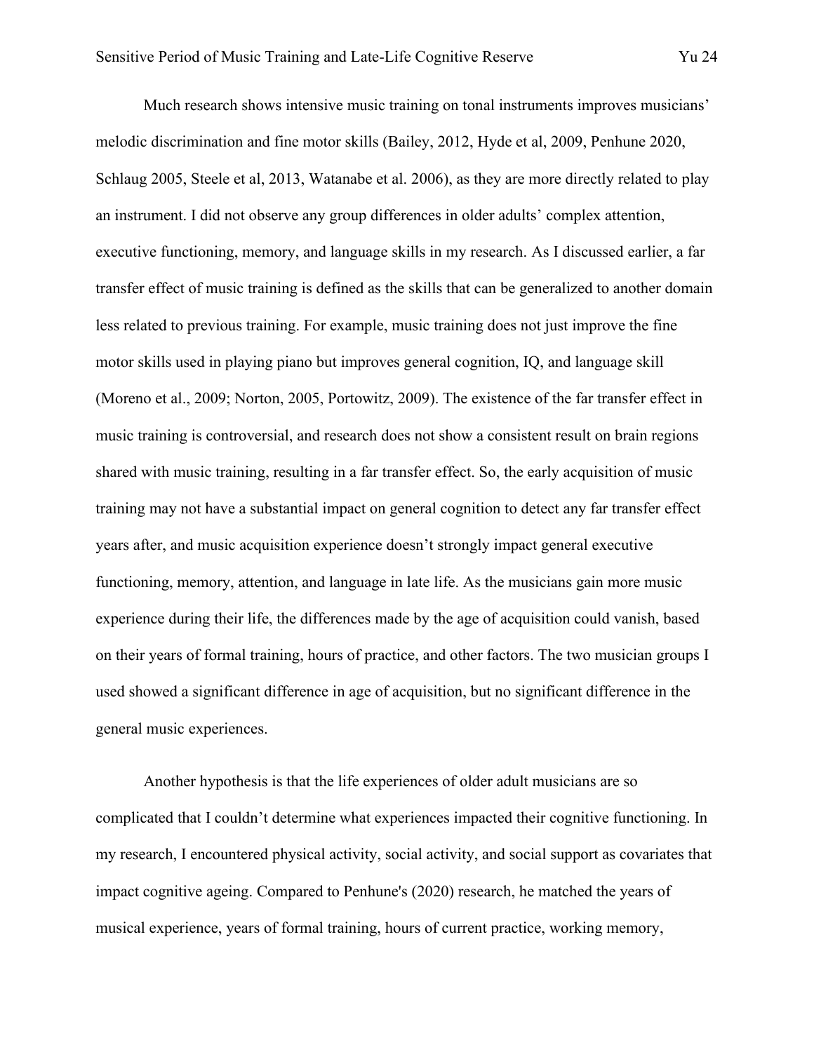Much research shows intensive music training on tonal instruments improves musicians' melodic discrimination and fine motor skills (Bailey, 2012, Hyde et al, 2009, Penhune 2020, Schlaug 2005, Steele et al, 2013, Watanabe et al. 2006), as they are more directly related to play an instrument. I did not observe any group differences in older adults' complex attention, executive functioning, memory, and language skills in my research. As I discussed earlier, a far transfer effect of music training is defined as the skills that can be generalized to another domain less related to previous training. For example, music training does not just improve the fine motor skills used in playing piano but improves general cognition, IQ, and language skill (Moreno et al., 2009; Norton, 2005, Portowitz, 2009). The existence of the far transfer effect in music training is controversial, and research does not show a consistent result on brain regions shared with music training, resulting in a far transfer effect. So, the early acquisition of music training may not have a substantial impact on general cognition to detect any far transfer effect years after, and music acquisition experience doesn't strongly impact general executive functioning, memory, attention, and language in late life. As the musicians gain more music experience during their life, the differences made by the age of acquisition could vanish, based on their years of formal training, hours of practice, and other factors. The two musician groups I used showed a significant difference in age of acquisition, but no significant difference in the general music experiences.

Another hypothesis is that the life experiences of older adult musicians are so complicated that I couldn't determine what experiences impacted their cognitive functioning. In my research, I encountered physical activity, social activity, and social support as covariates that impact cognitive ageing. Compared to Penhune's (2020) research, he matched the years of musical experience, years of formal training, hours of current practice, working memory,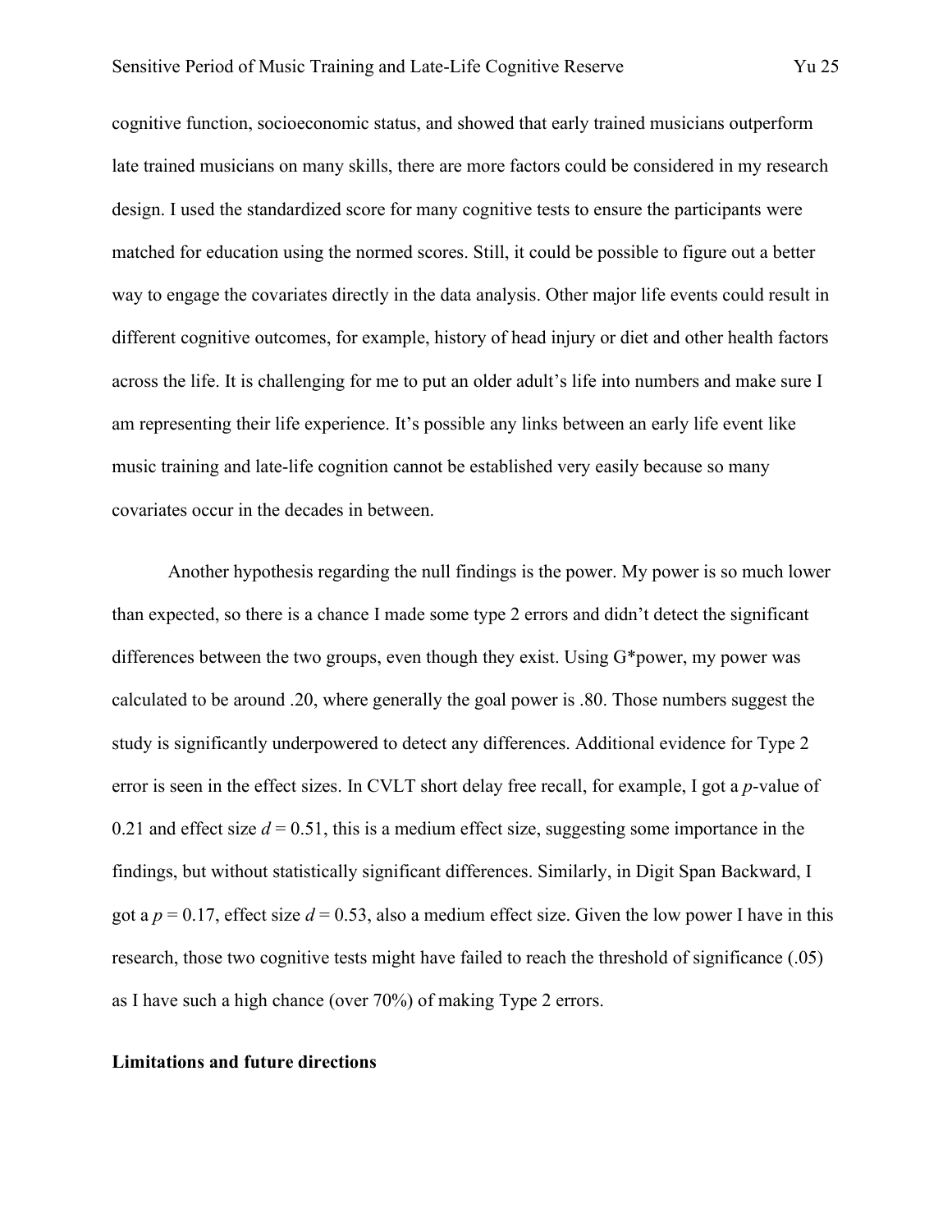cognitive function, socioeconomic status, and showed that early trained musicians outperform late trained musicians on many skills, there are more factors could be considered in my research design. I used the standardized score for many cognitive tests to ensure the participants were matched for education using the normed scores. Still, it could be possible to figure out a better way to engage the covariates directly in the data analysis. Other major life events could result in different cognitive outcomes, for example, history of head injury or diet and other health factors across the life. It is challenging for me to put an older adult's life into numbers and make sure I am representing their life experience. It's possible any links between an early life event like music training and late-life cognition cannot be established very easily because so many covariates occur in the decades in between.

Another hypothesis regarding the null findings is the power. My power is so much lower than expected, so there is a chance I made some type 2 errors and didn't detect the significant differences between the two groups, even though they exist. Using G*power, my power was calculated to be around .20, where generally the goal power is .80. Those numbers suggest the study is significantly underpowered to detect any differences. Additional evidence for Type 2 error is seen in the effect sizes. In CVLT short delay free recall, for example, I got a *p*-value of 0.21 and effect size $d = 0.51$, this is a medium effect size, suggesting some importance in the findings, but without statistically significant differences. Similarly, in Digit Span Backward, I got a $p = 0.17$, effect size $d = 0.53$, also a medium effect size. Given the low power I have in this research, those two cognitive tests might have failed to reach the threshold of significance (.05) as I have such a high chance (over 70%) of making Type 2 errors.

**Limitations and future directions**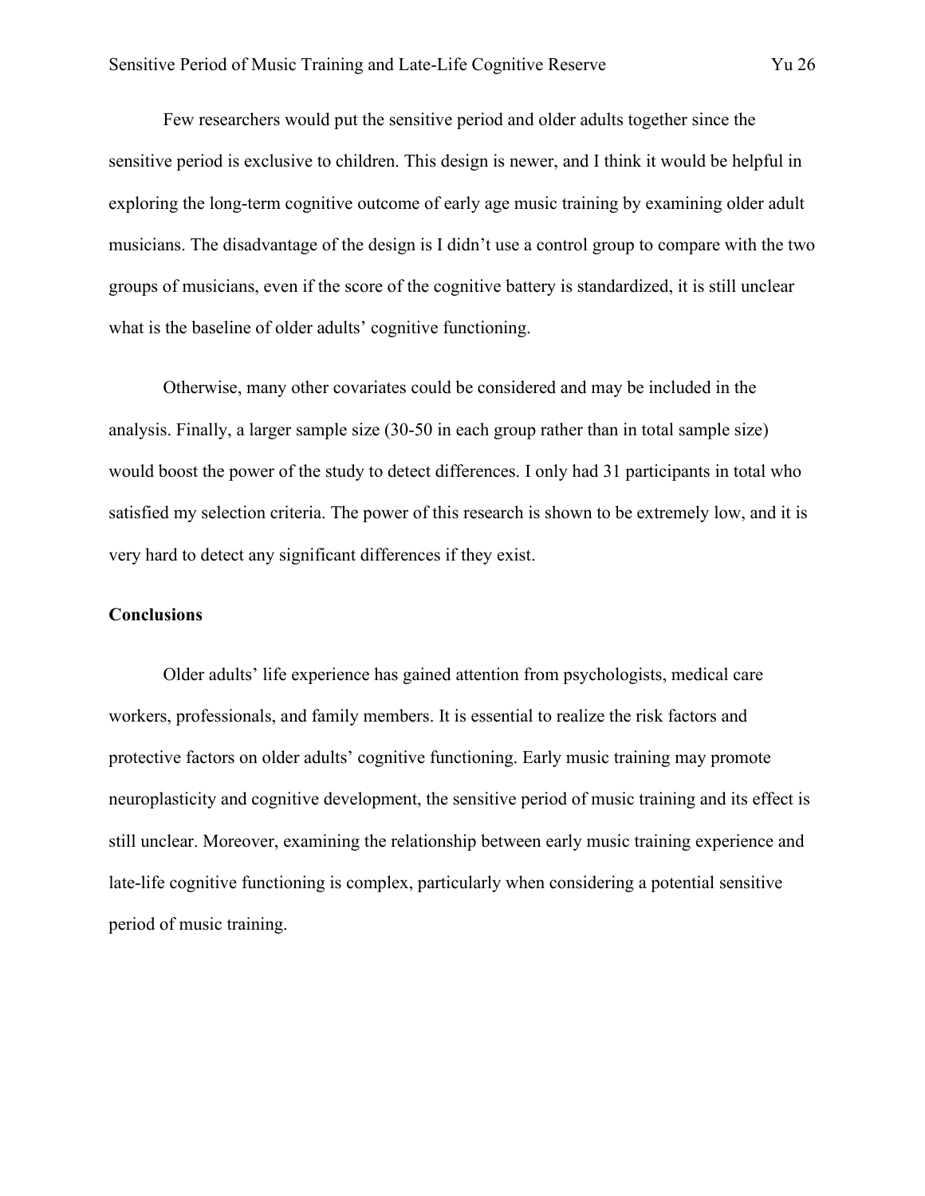Few researchers would put the sensitive period and older adults together since the sensitive period is exclusive to children. This design is newer, and I think it would be helpful in exploring the long-term cognitive outcome of early age music training by examining older adult musicians. The disadvantage of the design is I didn't use a control group to compare with the two groups of musicians, even if the score of the cognitive battery is standardized, it is still unclear what is the baseline of older adults' cognitive functioning.

Otherwise, many other covariates could be considered and may be included in the analysis. Finally, a larger sample size (30-50 in each group rather than in total sample size) would boost the power of the study to detect differences. I only had 31 participants in total who satisfied my selection criteria. The power of this research is shown to be extremely low, and it is very hard to detect any significant differences if they exist.

**Conclusions**

Older adults' life experience has gained attention from psychologists, medical care workers, professionals, and family members. It is essential to realize the risk factors and protective factors on older adults' cognitive functioning. Early music training may promote neuroplasticity and cognitive development, the sensitive period of music training and its effect is still unclear. Moreover, examining the relationship between early music training experience and late-life cognitive functioning is complex, particularly when considering a potential sensitive period of music training.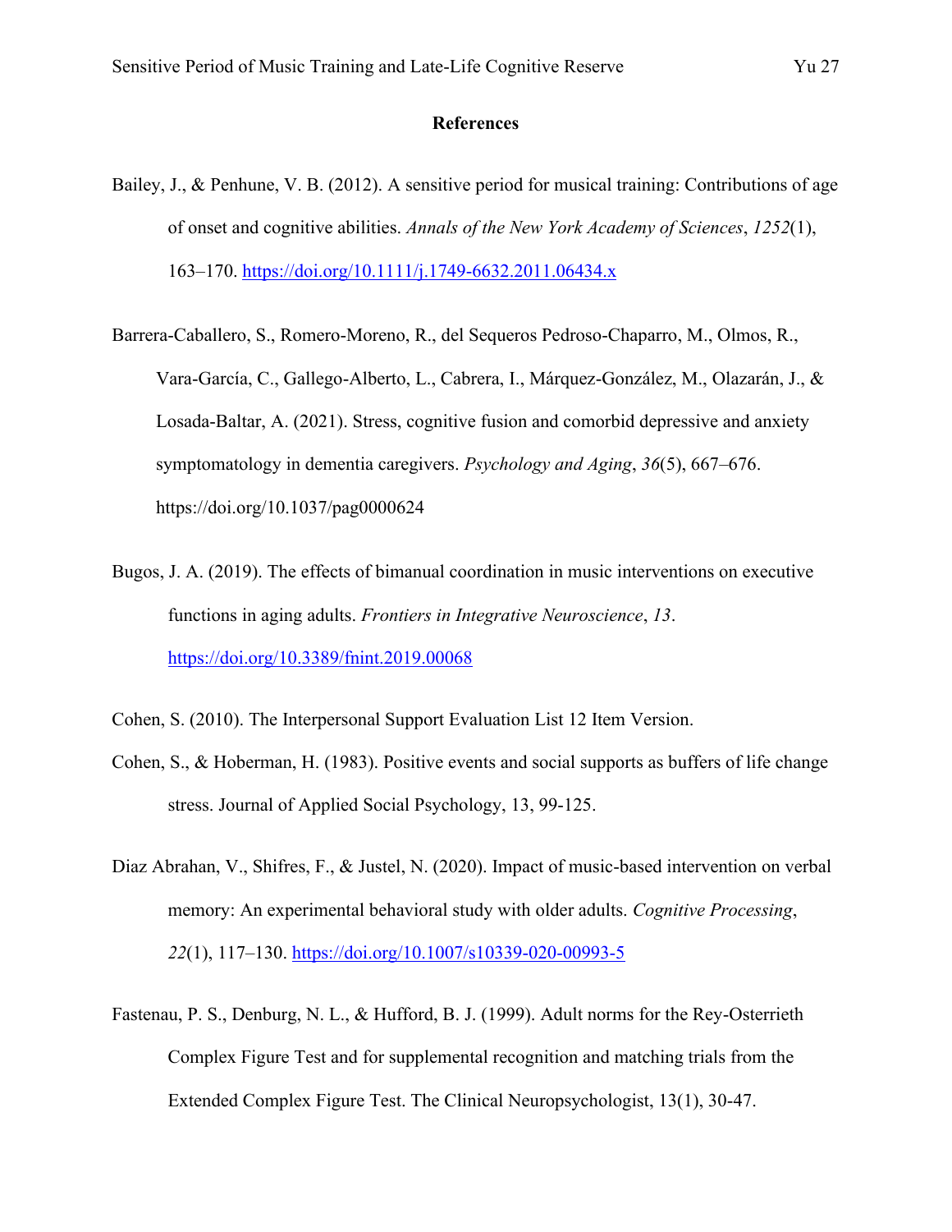## References

Bailey, J., & Penhune, V. B. (2012). A sensitive period for musical training: Contributions of age of onset and cognitive abilities. *Annals of the New York Academy of Sciences*, *1252*(1), 163–170. https://doi.org/10.1111/j.1749-6632.2011.06434.x

Barrera-Caballero, S., Romero-Moreno, R., del Sequeros Pedroso-Chaparro, M., Olmos, R., Vara-García, C., Gallego-Alberto, L., Cabrera, I., Márquez-González, M., Olazarán, J., & Losada-Baltar, A. (2021). Stress, cognitive fusion and comorbid depressive and anxiety symptomatology in dementia caregivers. *Psychology and Aging*, *36*(5), 667–676. https://doi.org/10.1037/pag0000624

Bugos, J. A. (2019). The effects of bimanual coordination in music interventions on executive functions in aging adults. *Frontiers in Integrative Neuroscience*, *13*. https://doi.org/10.3389/fnint.2019.00068

Cohen, S. (2010). The Interpersonal Support Evaluation List 12 Item Version.

Cohen, S., & Hoberman, H. (1983). Positive events and social supports as buffers of life change stress. Journal of Applied Social Psychology, 13, 99-125.

Diaz Abrahan, V., Shifres, F., & Justel, N. (2020). Impact of music-based intervention on verbal memory: An experimental behavioral study with older adults. *Cognitive Processing*, *22*(1), 117–130. https://doi.org/10.1007/s10339-020-00993-5

Fastenau, P. S., Denburg, N. L., & Hufford, B. J. (1999). Adult norms for the Rey-Osterrieth Complex Figure Test and for supplemental recognition and matching trials from the Extended Complex Figure Test. The Clinical Neuropsychologist, 13(1), 30-47.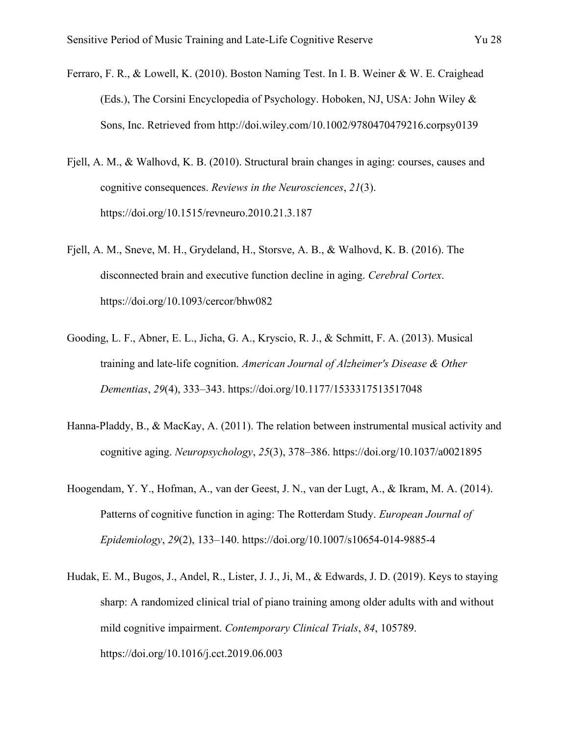Ferraro, F. R., & Lowell, K. (2010). Boston Naming Test. In I. B. Weiner & W. E. Craighead (Eds.), The Corsini Encyclopedia of Psychology. Hoboken, NJ, USA: John Wiley & Sons, Inc. Retrieved from http://doi.wiley.com/10.1002/9780470479216.corpsy0139

Fjell, A. M., & Walhovd, K. B. (2010). Structural brain changes in aging: courses, causes and cognitive consequences. *Reviews in the Neurosciences*, *21*(3). https://doi.org/10.1515/revneuro.2010.21.3.187

Fjell, A. M., Sneve, M. H., Grydeland, H., Storsve, A. B., & Walhovd, K. B. (2016). The disconnected brain and executive function decline in aging. *Cerebral Cortex*. https://doi.org/10.1093/cercor/bhw082

Gooding, L. F., Abner, E. L., Jicha, G. A., Kryscio, R. J., & Schmitt, F. A. (2013). Musical training and late-life cognition. *American Journal of Alzheimer's Disease & Other Dementias*, *29*(4), 333–343. https://doi.org/10.1177/1533317513517048

Hanna-Pladdy, B., & MacKay, A. (2011). The relation between instrumental musical activity and cognitive aging. *Neuropsychology*, *25*(3), 378–386. https://doi.org/10.1037/a0021895

Hoogendam, Y. Y., Hofman, A., van der Geest, J. N., van der Lugt, A., & Ikram, M. A. (2014). Patterns of cognitive function in aging: The Rotterdam Study. *European Journal of Epidemiology*, *29*(2), 133–140. https://doi.org/10.1007/s10654-014-9885-4

Hudak, E. M., Bugos, J., Andel, R., Lister, J. J., Ji, M., & Edwards, J. D. (2019). Keys to staying sharp: A randomized clinical trial of piano training among older adults with and without mild cognitive impairment. *Contemporary Clinical Trials*, *84*, 105789. https://doi.org/10.1016/j.cct.2019.06.003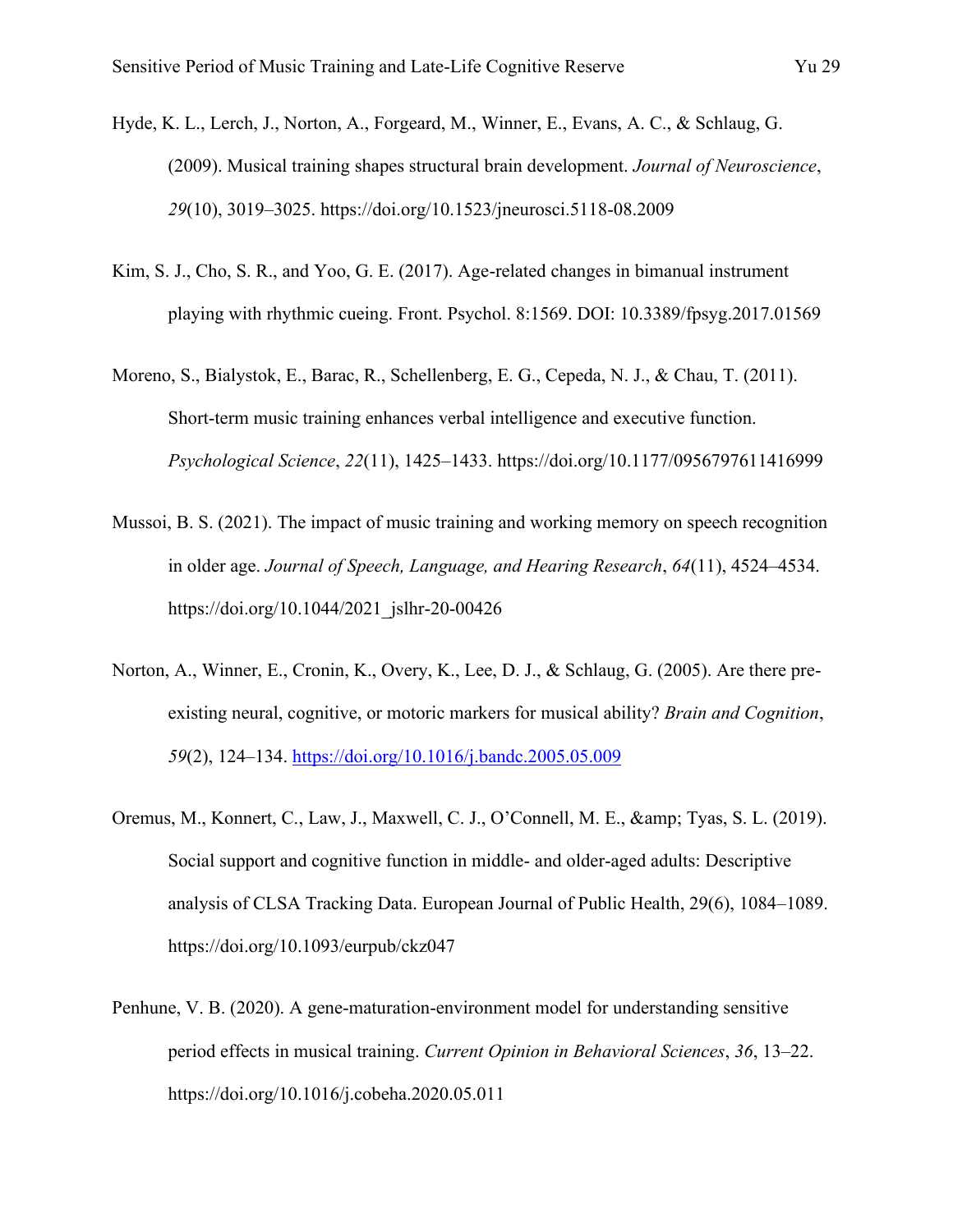Hyde, K. L., Lerch, J., Norton, A., Forgeard, M., Winner, E., Evans, A. C., & Schlaug, G. (2009). Musical training shapes structural brain development. *Journal of Neuroscience*, *29*(10), 3019–3025. https://doi.org/10.1523/jneurosci.5118-08.2009

Kim, S. J., Cho, S. R., and Yoo, G. E. (2017). Age-related changes in bimanual instrument playing with rhythmic cueing. Front. Psychol. 8:1569. DOI: 10.3389/fpsyg.2017.01569

Moreno, S., Bialystok, E., Barac, R., Schellenberg, E. G., Cepeda, N. J., & Chau, T. (2011). Short-term music training enhances verbal intelligence and executive function. *Psychological Science*, *22*(11), 1425–1433. https://doi.org/10.1177/0956797611416999

Mussoi, B. S. (2021). The impact of music training and working memory on speech recognition in older age. *Journal of Speech, Language, and Hearing Research*, *64*(11), 4524–4534. https://doi.org/10.1044/2021_jslhr-20-00426

Norton, A., Winner, E., Cronin, K., Overy, K., Lee, D. J., & Schlaug, G. (2005). Are there pre-existing neural, cognitive, or motoric markers for musical ability? *Brain and Cognition*, *59*(2), 124–134. https://doi.org/10.1016/j.bandc.2005.05.009

Oremus, M., Konnert, C., Law, J., Maxwell, C. J., O'Connell, M. E., &amp; Tyas, S. L. (2019). Social support and cognitive function in middle- and older-aged adults: Descriptive analysis of CLSA Tracking Data. European Journal of Public Health, 29(6), 1084–1089. https://doi.org/10.1093/eurpub/ckz047

Penhune, V. B. (2020). A gene-maturation-environment model for understanding sensitive period effects in musical training. *Current Opinion in Behavioral Sciences*, *36*, 13–22. https://doi.org/10.1016/j.cobeha.2020.05.011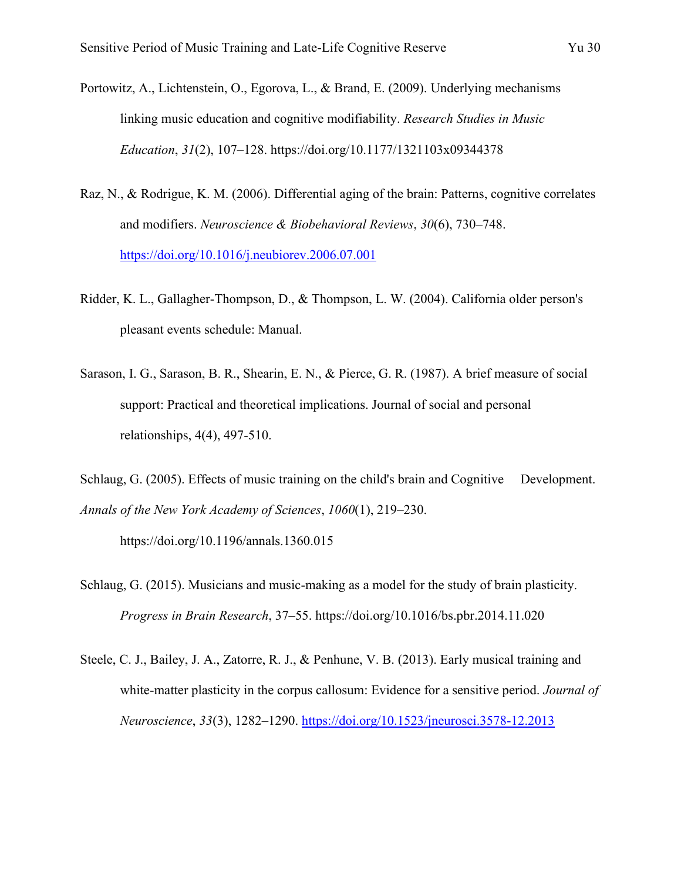Portowitz, A., Lichtenstein, O., Egorova, L., & Brand, E. (2009). Underlying mechanisms linking music education and cognitive modifiability. *Research Studies in Music Education*, *31*(2), 107–128. https://doi.org/10.1177/1321103x09344378

Raz, N., & Rodrigue, K. M. (2006). Differential aging of the brain: Patterns, cognitive correlates and modifiers. *Neuroscience & Biobehavioral Reviews*, *30*(6), 730–748. https://doi.org/10.1016/j.neubiorev.2006.07.001

Ridder, K. L., Gallagher-Thompson, D., & Thompson, L. W. (2004). California older person's pleasant events schedule: Manual.

Sarason, I. G., Sarason, B. R., Shearin, E. N., & Pierce, G. R. (1987). A brief measure of social support: Practical and theoretical implications. Journal of social and personal relationships, 4(4), 497-510.

Schlaug, G. (2005). Effects of music training on the child's brain and Cognitive Development. *Annals of the New York Academy of Sciences*, *1060*(1), 219–230. https://doi.org/10.1196/annals.1360.015

Schlaug, G. (2015). Musicians and music-making as a model for the study of brain plasticity. *Progress in Brain Research*, 37–55. https://doi.org/10.1016/bs.pbr.2014.11.020

Steele, C. J., Bailey, J. A., Zatorre, R. J., & Penhune, V. B. (2013). Early musical training and white-matter plasticity in the corpus callosum: Evidence for a sensitive period. *Journal of Neuroscience*, *33*(3), 1282–1290. https://doi.org/10.1523/jneurosci.3578-12.2013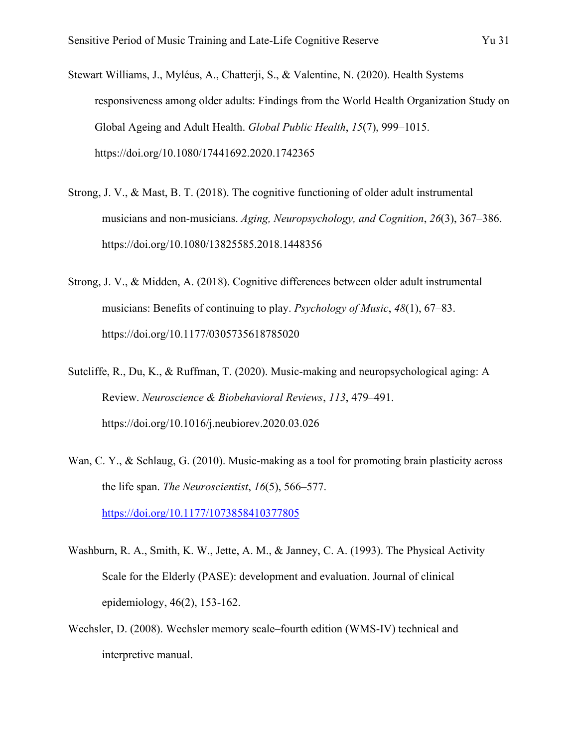Stewart Williams, J., Myléus, A., Chatterji, S., & Valentine, N. (2020). Health Systems responsiveness among older adults: Findings from the World Health Organization Study on Global Ageing and Adult Health. *Global Public Health*, *15*(7), 999–1015. https://doi.org/10.1080/17441692.2020.1742365

Strong, J. V., & Mast, B. T. (2018). The cognitive functioning of older adult instrumental musicians and non-musicians. *Aging, Neuropsychology, and Cognition*, *26*(3), 367–386. https://doi.org/10.1080/13825585.2018.1448356

Strong, J. V., & Midden, A. (2018). Cognitive differences between older adult instrumental musicians: Benefits of continuing to play. *Psychology of Music*, *48*(1), 67–83. https://doi.org/10.1177/0305735618785020

Sutcliffe, R., Du, K., & Ruffman, T. (2020). Music-making and neuropsychological aging: A Review. *Neuroscience & Biobehavioral Reviews*, *113*, 479–491. https://doi.org/10.1016/j.neubiorev.2020.03.026

Wan, C. Y., & Schlaug, G. (2010). Music-making as a tool for promoting brain plasticity across the life span. *The Neuroscientist*, *16*(5), 566–577. https://doi.org/10.1177/1073858410377805

Washburn, R. A., Smith, K. W., Jette, A. M., & Janney, C. A. (1993). The Physical Activity Scale for the Elderly (PASE): development and evaluation. Journal of clinical epidemiology, 46(2), 153-162.

Wechsler, D. (2008). Wechsler memory scale–fourth edition (WMS-IV) technical and interpretive manual.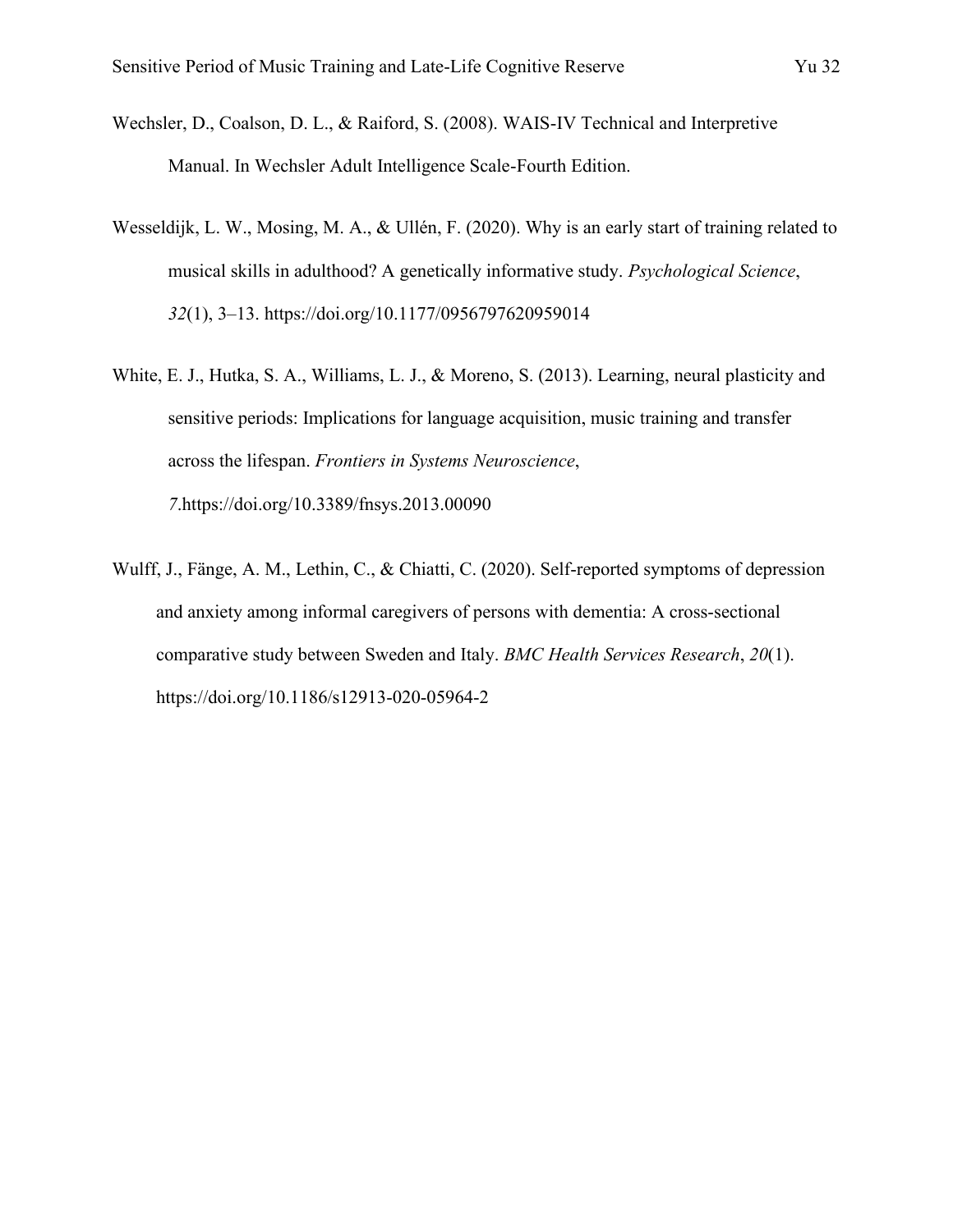Wechsler, D., Coalson, D. L., & Raiford, S. (2008). WAIS-IV Technical and Interpretive Manual. In Wechsler Adult Intelligence Scale-Fourth Edition.

Wesseldijk, L. W., Mosing, M. A., & Ullén, F. (2020). Why is an early start of training related to musical skills in adulthood? A genetically informative study. *Psychological Science*, *32*(1), 3–13. https://doi.org/10.1177/0956797620959014

White, E. J., Hutka, S. A., Williams, L. J., & Moreno, S. (2013). Learning, neural plasticity and sensitive periods: Implications for language acquisition, music training and transfer across the lifespan. *Frontiers in Systems Neuroscience*, *7*.https://doi.org/10.3389/fnsys.2013.00090

Wulff, J., Fänge, A. M., Lethin, C., & Chiatti, C. (2020). Self-reported symptoms of depression and anxiety among informal caregivers of persons with dementia: A cross-sectional comparative study between Sweden and Italy. *BMC Health Services Research*, *20*(1). https://doi.org/10.1186/s12913-020-05964-2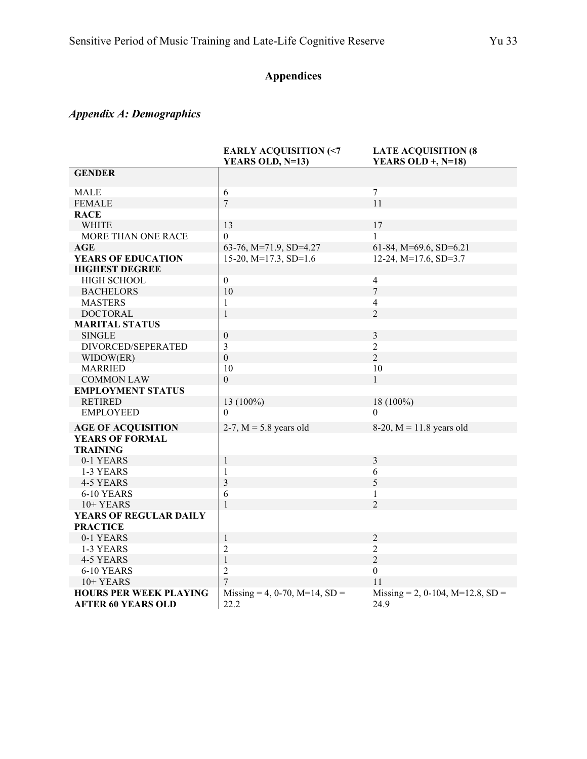# Appendices

## *Appendix A: Demographics*

| | EARLY ACQUISITION (<7 YEARS OLD, N=13) | LATE ACQUISITION (8 YEARS OLD +, N=18) |
|---|---|---|
| **GENDER** | | |
| MALE | 6 | 7 |
| FEMALE | 7 | 11 |
| **RACE** | | |
| WHITE | 13 | 17 |
| MORE THAN ONE RACE | 0 | 1 |
| **AGE** | 63-76, M=71.9, SD=4.27 | 61-84, M=69.6, SD=6.21 |
| **YEARS OF EDUCATION** | 15-20, M=17.3, SD=1.6 | 12-24, M=17.6, SD=3.7 |
| **HIGHEST DEGREE** | | |
| HIGH SCHOOL | 0 | 4 |
| BACHELORS | 10 | 7 |
| MASTERS | 1 | 4 |
| DOCTORAL | 1 | 2 |
| **MARITAL STATUS** | | |
| SINGLE | 0 | 3 |
| DIVORCED/SEPERATED | 3 | 2 |
| WIDOW(ER) | 0 | 2 |
| MARRIED | 10 | 10 |
| COMMON LAW | 0 | 1 |
| **EMPLOYMENT STATUS** | | |
| RETIRED | 13 (100%) | 18 (100%) |
| EMPLOYEED | 0 | 0 |
| **AGE OF ACQUISITION** | 2-7, M = 5.8 years old | 8-20, M = 11.8 years old |
| **YEARS OF FORMAL TRAINING** | | |
| 0-1 YEARS | 1 | 3 |
| 1-3 YEARS | 1 | 6 |
| 4-5 YEARS | 3 | 5 |
| 6-10 YEARS | 6 | 1 |
| 10+ YEARS | 1 | 2 |
| **YEARS OF REGULAR DAILY PRACTICE** | | |
| 0-1 YEARS | 1 | 2 |
| 1-3 YEARS | 2 | 2 |
| 4-5 YEARS | 1 | 2 |
| 6-10 YEARS | 2 | 0 |
| 10+ YEARS | 7 | 11 |
| **HOURS PER WEEK PLAYING AFTER 60 YEARS OLD** | Missing = 4, 0-70, M=14, SD = 22.2 | Missing = 2, 0-104, M=12.8, SD = 24.9 |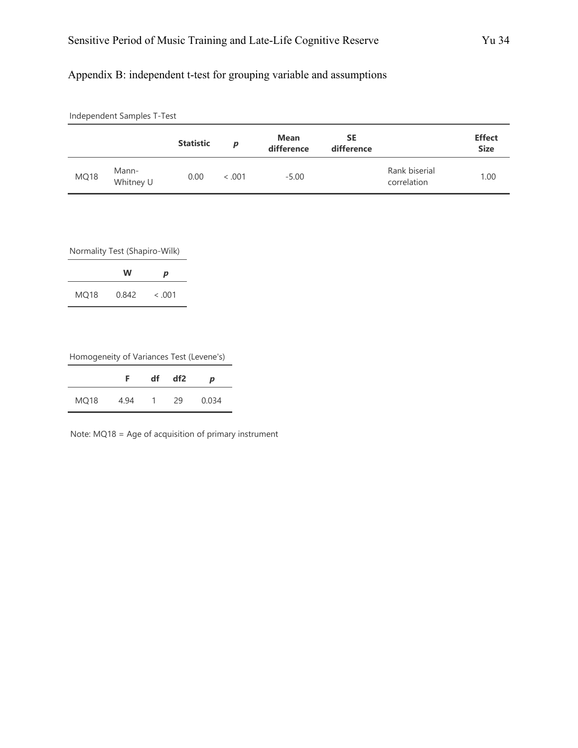Appendix B: independent t-test for grouping variable and assumptions

Independent Samples T-Test

| | | Statistic | *p* | Mean difference | SE difference | | Effect Size |
|---|---|---|---|---|---|---|---|
| MQ18 | Mann-Whitney U | 0.00 | < .001 | -5.00 | | Rank biserial correlation | 1.00 |

Normality Test (Shapiro-Wilk)

| | W | *p* |
|---|---|---|
| MQ18 | 0.842 | < .001 |

Homogeneity of Variances Test (Levene's)

| | F | df | df2 | *p* |
|---|---|---|---|---|
| MQ18 | 4.94 | 1 | 29 | 0.034 |

Note: MQ18 = Age of acquisition of primary instrument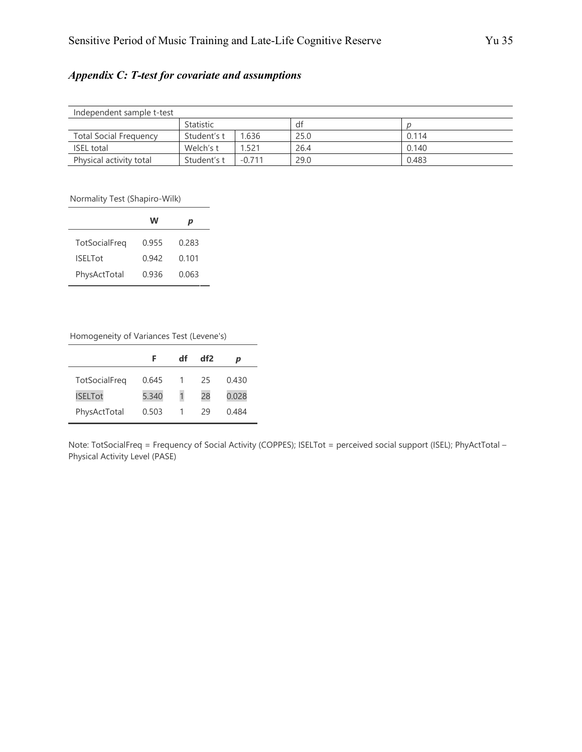### *Appendix C: T-test for covariate and assumptions*

| Independent sample t-test | | | | |
|---|---|---|---|---|
| | Statistic | | df | p |
| Total Social Frequency | Student's t | 1.636 | 25.0 | 0.114 |
| ISEL total | Welch's t | 1.521 | 26.4 | 0.140 |
| Physical activity total | Student's t | -0.711 | 29.0 | 0.483 |

Normality Test (Shapiro-Wilk)

| | W | p |
|---|---|---|
| TotSocialFreq | 0.955 | 0.283 |
| ISELTot | 0.942 | 0.101 |
| PhysActTotal | 0.936 | 0.063 |

Homogeneity of Variances Test (Levene's)

| | F | df | df2 | p |
|---|---|---|---|---|
| TotSocialFreq | 0.645 | 1 | 25 | 0.430 |
| ISELTot | 5.340 | 1 | 28 | 0.028 |
| PhysActTotal | 0.503 | 1 | 29 | 0.484 |

Note: TotSocialFreq = Frequency of Social Activity (COPPES); ISELTot = perceived social support (ISEL); PhyActTotal – Physical Activity Level (PASE)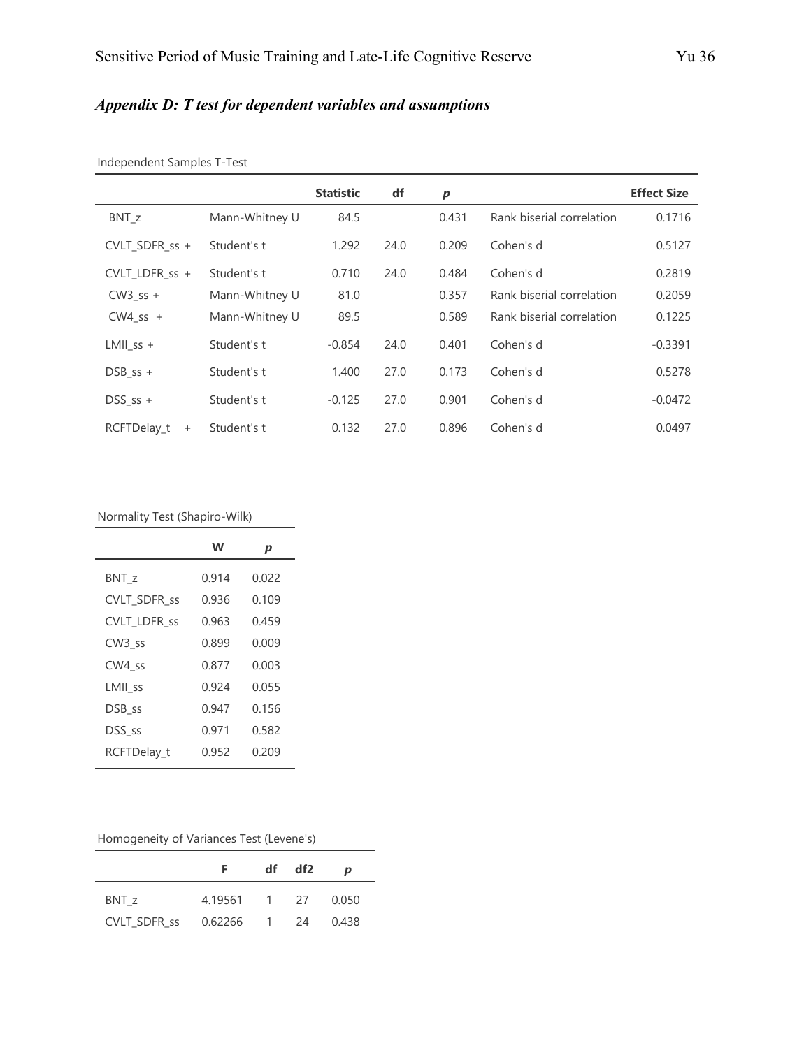### *Appendix D: T test for dependent variables and assumptions*

Independent Samples T-Test

| | | Statistic | df | p | | Effect Size |
|---|---|---|---|---|---|---|
| BNT_z | Mann-Whitney U | 84.5 | | 0.431 | Rank biserial correlation | 0.1716 |
| CVLT_SDFR_ss + | Student's t | 1.292 | 24.0 | 0.209 | Cohen's d | 0.5127 |
| CVLT_LDFR_ss + | Student's t | 0.710 | 24.0 | 0.484 | Cohen's d | 0.2819 |
| CW3_ss + | Mann-Whitney U | 81.0 | | 0.357 | Rank biserial correlation | 0.2059 |
| CW4_ss + | Mann-Whitney U | 89.5 | | 0.589 | Rank biserial correlation | 0.1225 |
| LMII_ss + | Student's t | -0.854 | 24.0 | 0.401 | Cohen's d | -0.3391 |
| DSB_ss + | Student's t | 1.400 | 27.0 | 0.173 | Cohen's d | 0.5278 |
| DSS_ss + | Student's t | -0.125 | 27.0 | 0.901 | Cohen's d | -0.0472 |
| RCFTDelay_t + | Student's t | 0.132 | 27.0 | 0.896 | Cohen's d | 0.0497 |

Normality Test (Shapiro-Wilk)

| | W | p |
|---|---|---|
| BNT_z | 0.914 | 0.022 |
| CVLT_SDFR_ss | 0.936 | 0.109 |
| CVLT_LDFR_ss | 0.963 | 0.459 |
| CW3_ss | 0.899 | 0.009 |
| CW4_ss | 0.877 | 0.003 |
| LMII_ss | 0.924 | 0.055 |
| DSB_ss | 0.947 | 0.156 |
| DSS_ss | 0.971 | 0.582 |
| RCFTDelay_t | 0.952 | 0.209 |

Homogeneity of Variances Test (Levene's)

| | F | df | df2 | p |
|---|---|---|---|---|
| BNT_z | 4.19561 | 1 | 27 | 0.050 |
| CVLT_SDFR_ss | 0.62266 | 1 | 24 | 0.438 |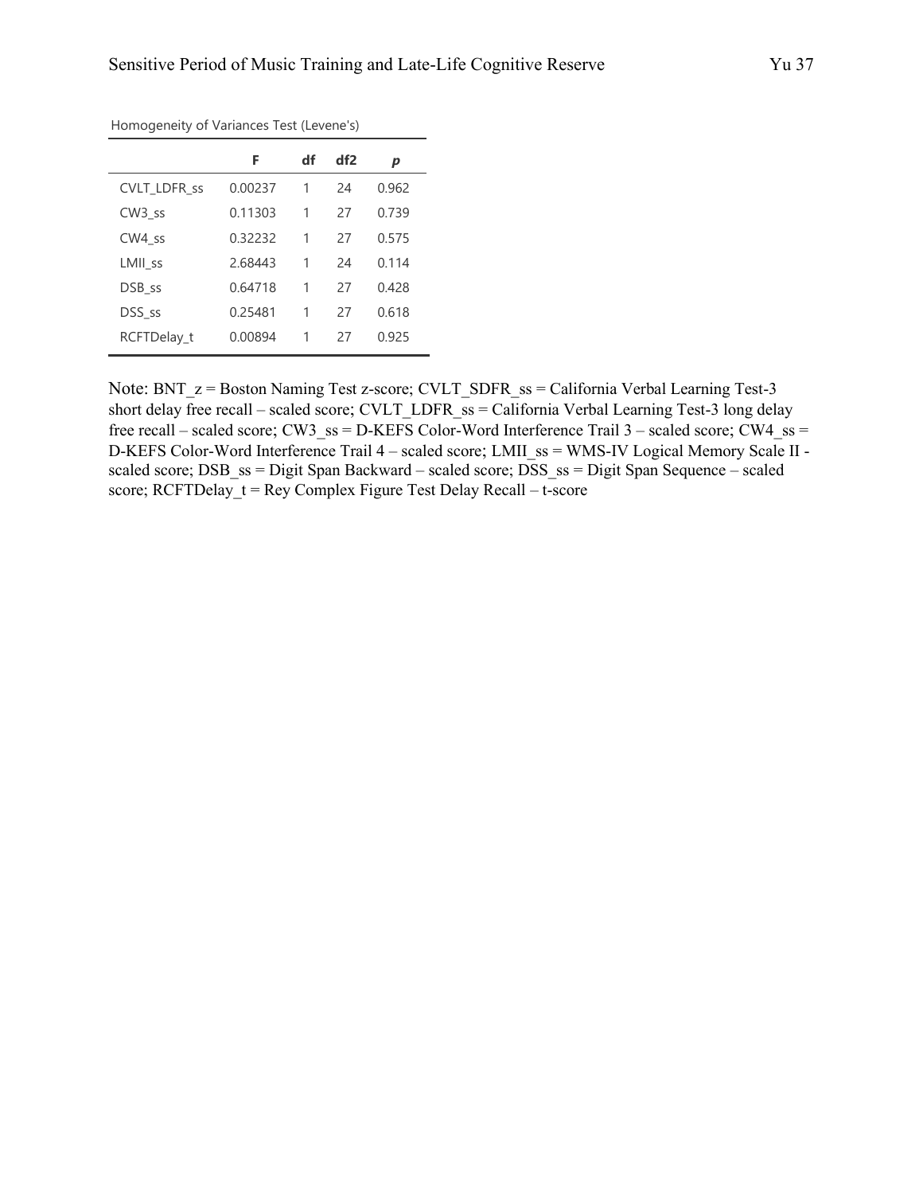Homogeneity of Variances Test (Levene's)

| | F | df | df2 | *p* |
|---|---|---|---|---|
| CVLT_LDFR_ss | 0.00237 | 1 | 24 | 0.962 |
| CW3_ss | 0.11303 | 1 | 27 | 0.739 |
| CW4_ss | 0.32232 | 1 | 27 | 0.575 |
| LMII_ss | 2.68443 | 1 | 24 | 0.114 |
| DSB_ss | 0.64718 | 1 | 27 | 0.428 |
| DSS_ss | 0.25481 | 1 | 27 | 0.618 |
| RCFTDelay_t | 0.00894 | 1 | 27 | 0.925 |

Note: BNT_z = Boston Naming Test z-score; CVLT_SDFR_ss = California Verbal Learning Test-3 short delay free recall – scaled score; CVLT_LDFR_ss = California Verbal Learning Test-3 long delay free recall – scaled score; CW3_ss = D-KEFS Color-Word Interference Trail 3 – scaled score; CW4_ss = D-KEFS Color-Word Interference Trail 4 – scaled score; LMII_ss = WMS-IV Logical Memory Scale II - scaled score; DSB_ss = Digit Span Backward – scaled score; DSS_ss = Digit Span Sequence – scaled score; RCFTDelay_t = Rey Complex Figure Test Delay Recall – t-score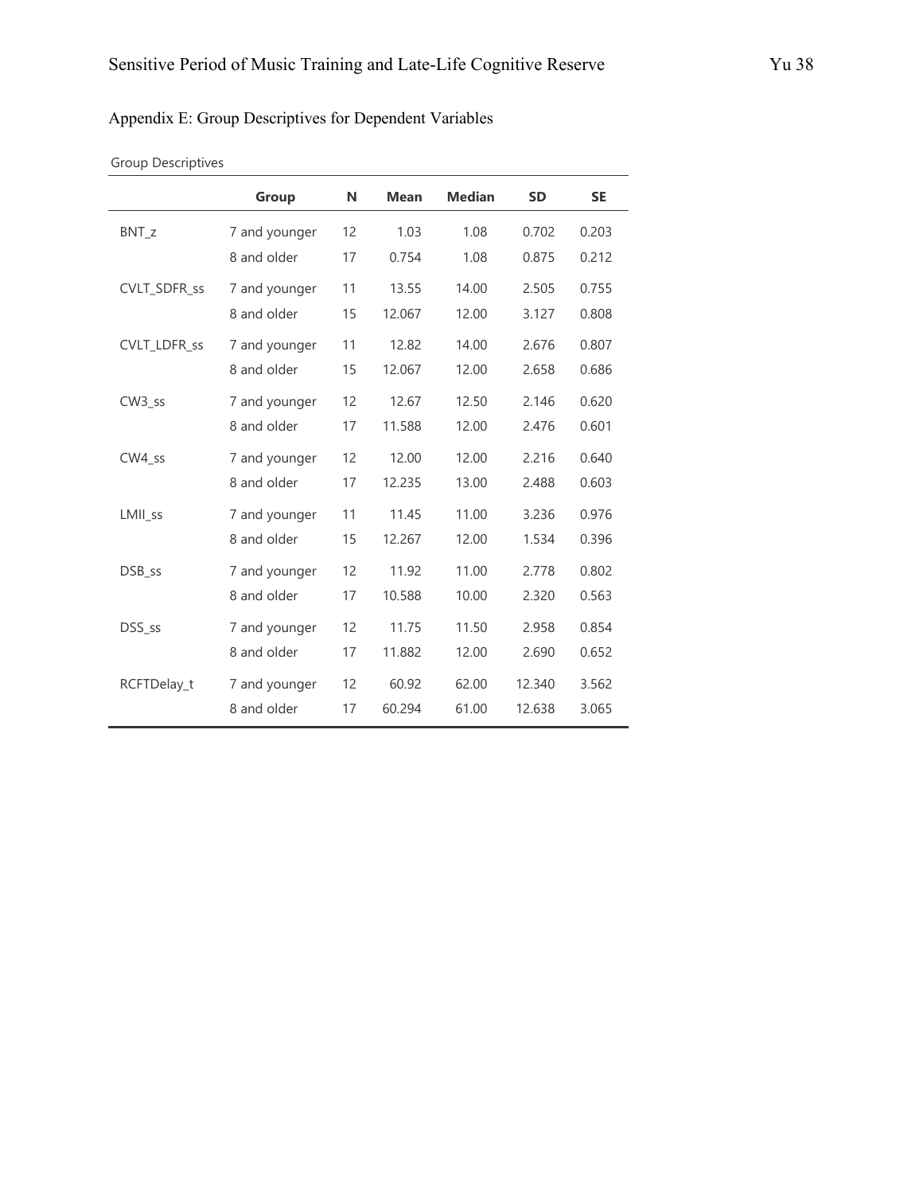# Appendix E: Group Descriptives for Dependent Variables

Group Descriptives

| | Group | N | Mean | Median | SD | SE |
|---|---|---|---|---|---|---|
| BNT_z | 7 and younger | 12 | 1.03 | 1.08 | 0.702 | 0.203 |
| | 8 and older | 17 | 0.754 | 1.08 | 0.875 | 0.212 |
| CVLT_SDFR_ss | 7 and younger | 11 | 13.55 | 14.00 | 2.505 | 0.755 |
| | 8 and older | 15 | 12.067 | 12.00 | 3.127 | 0.808 |
| CVLT_LDFR_ss | 7 and younger | 11 | 12.82 | 14.00 | 2.676 | 0.807 |
| | 8 and older | 15 | 12.067 | 12.00 | 2.658 | 0.686 |
| CW3_ss | 7 and younger | 12 | 12.67 | 12.50 | 2.146 | 0.620 |
| | 8 and older | 17 | 11.588 | 12.00 | 2.476 | 0.601 |
| CW4_ss | 7 and younger | 12 | 12.00 | 12.00 | 2.216 | 0.640 |
| | 8 and older | 17 | 12.235 | 13.00 | 2.488 | 0.603 |
| LMII_ss | 7 and younger | 11 | 11.45 | 11.00 | 3.236 | 0.976 |
| | 8 and older | 15 | 12.267 | 12.00 | 1.534 | 0.396 |
| DSB_ss | 7 and younger | 12 | 11.92 | 11.00 | 2.778 | 0.802 |
| | 8 and older | 17 | 10.588 | 10.00 | 2.320 | 0.563 |
| DSS_ss | 7 and younger | 12 | 11.75 | 11.50 | 2.958 | 0.854 |
| | 8 and older | 17 | 11.882 | 12.00 | 2.690 | 0.652 |
| RCFTDelay_t | 7 and younger | 12 | 60.92 | 62.00 | 12.340 | 3.562 |
| | 8 and older | 17 | 60.294 | 61.00 | 12.638 | 3.065 |